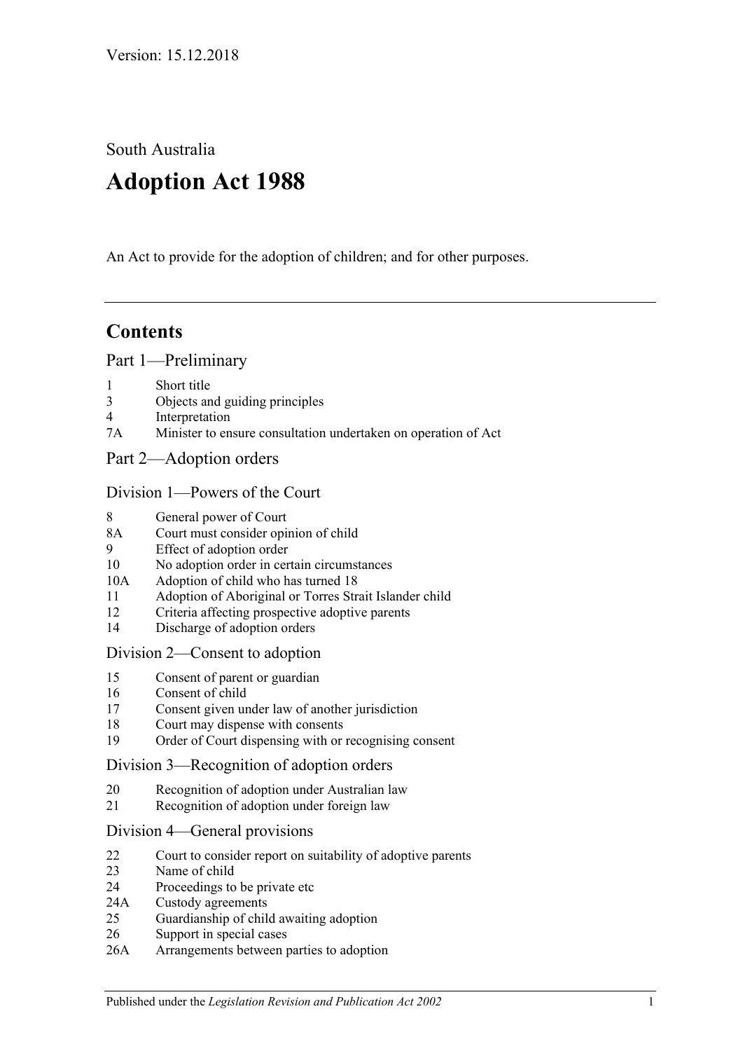Version: 15.12.2018

South Australia

# Adoption Act 1988

An Act to provide for the adoption of children; and for other purposes.

## Contents

### Part 1—Preliminary

1 Short title
3 Objects and guiding principles
4 Interpretation
7A Minister to ensure consultation undertaken on operation of Act

### Part 2—Adoption orders

#### Division 1—Powers of the Court

8 General power of Court
8A Court must consider opinion of child
9 Effect of adoption order
10 No adoption order in certain circumstances
10A Adoption of child who has turned 18
11 Adoption of Aboriginal or Torres Strait Islander child
12 Criteria affecting prospective adoptive parents
14 Discharge of adoption orders

#### Division 2—Consent to adoption

15 Consent of parent or guardian
16 Consent of child
17 Consent given under law of another jurisdiction
18 Court may dispense with consents
19 Order of Court dispensing with or recognising consent

#### Division 3—Recognition of adoption orders

20 Recognition of adoption under Australian law
21 Recognition of adoption under foreign law

#### Division 4—General provisions

22 Court to consider report on suitability of adoptive parents
23 Name of child
24 Proceedings to be private etc
24A Custody agreements
25 Guardianship of child awaiting adoption
26 Support in special cases
26A Arrangements between parties to adoption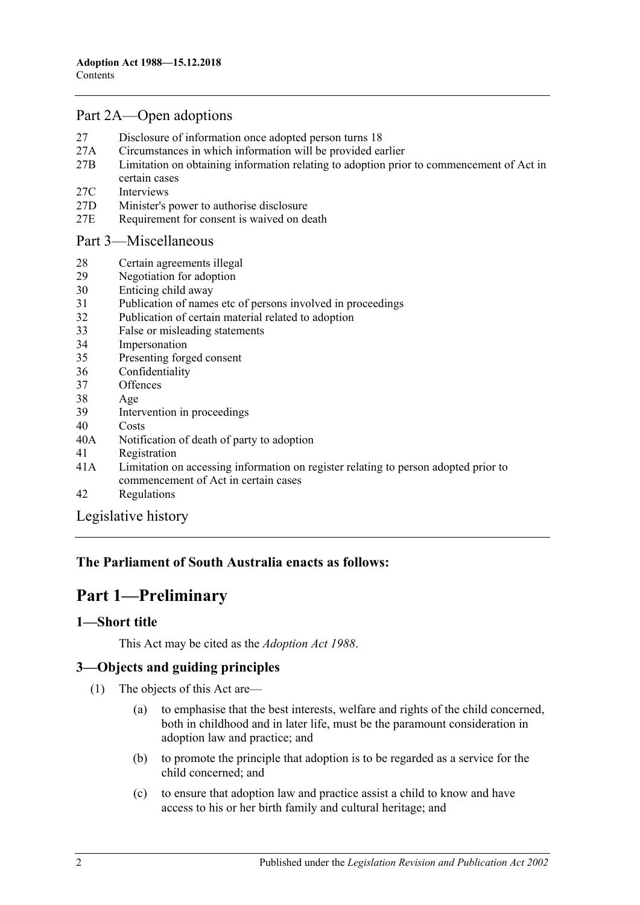## Part 2A—Open adoptions

27 Disclosure of information once adopted person turns 18
27A Circumstances in which information will be provided earlier
27B Limitation on obtaining information relating to adoption prior to commencement of Act in certain cases
27C Interviews
27D Minister's power to authorise disclosure
27E Requirement for consent is waived on death

## Part 3—Miscellaneous

28 Certain agreements illegal
29 Negotiation for adoption
30 Enticing child away
31 Publication of names etc of persons involved in proceedings
32 Publication of certain material related to adoption
33 False or misleading statements
34 Impersonation
35 Presenting forged consent
36 Confidentiality
37 Offences
38 Age
39 Intervention in proceedings
40 Costs
40A Notification of death of party to adoption
41 Registration
41A Limitation on accessing information on register relating to person adopted prior to commencement of Act in certain cases
42 Regulations

## Legislative history

**The Parliament of South Australia enacts as follows:**

# Part 1—Preliminary

### 1—Short title

This Act may be cited as the *Adoption Act 1988*.

### 3—Objects and guiding principles

(1) The objects of this Act are—

(a) to emphasise that the best interests, welfare and rights of the child concerned, both in childhood and in later life, must be the paramount consideration in adoption law and practice; and

(b) to promote the principle that adoption is to be regarded as a service for the child concerned; and

(c) to ensure that adoption law and practice assist a child to know and have access to his or her birth family and cultural heritage; and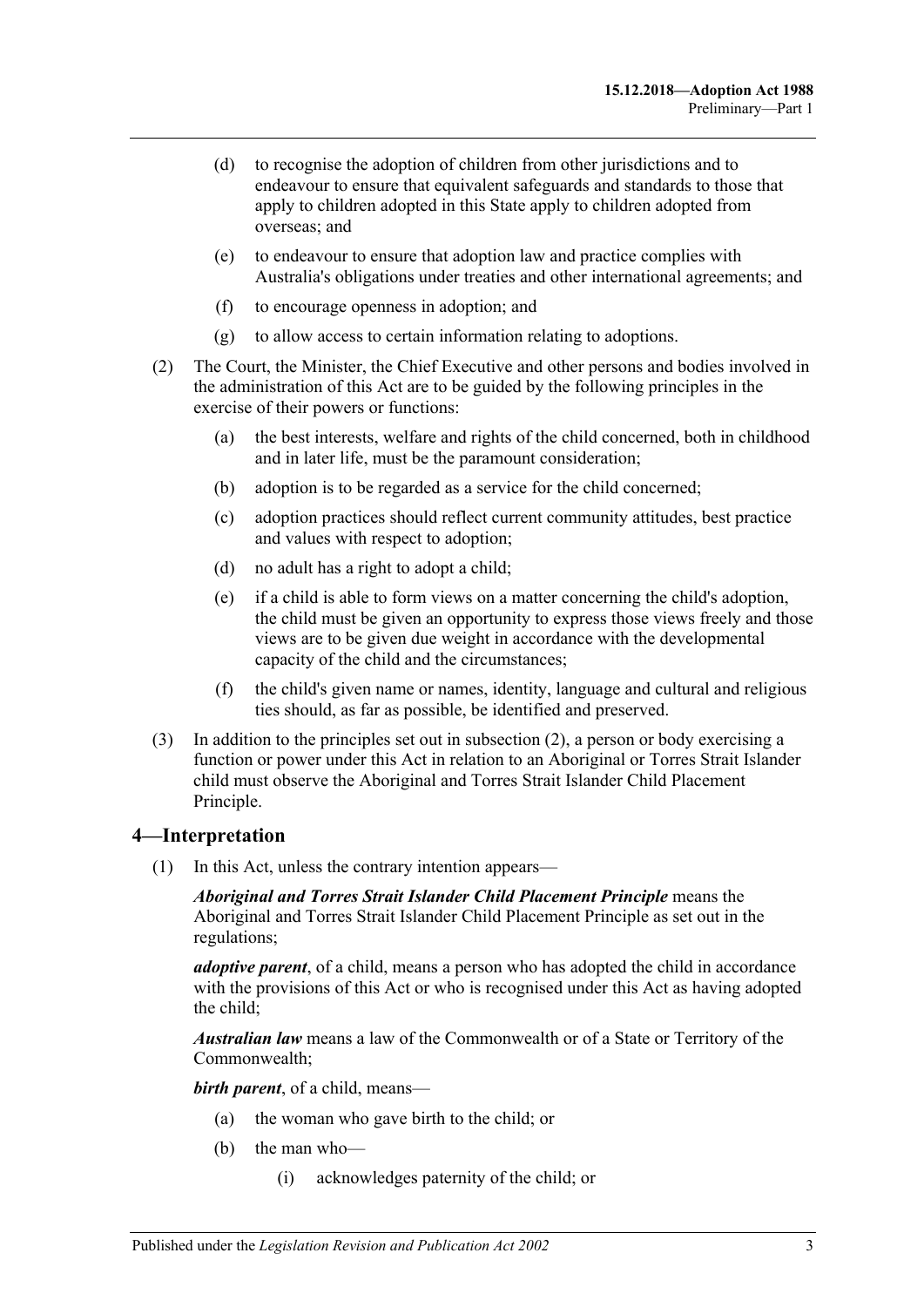(d) to recognise the adoption of children from other jurisdictions and to endeavour to ensure that equivalent safeguards and standards to those that apply to children adopted in this State apply to children adopted from overseas; and

(e) to endeavour to ensure that adoption law and practice complies with Australia's obligations under treaties and other international agreements; and

(f) to encourage openness in adoption; and

(g) to allow access to certain information relating to adoptions.

(2) The Court, the Minister, the Chief Executive and other persons and bodies involved in the administration of this Act are to be guided by the following principles in the exercise of their powers or functions:

(a) the best interests, welfare and rights of the child concerned, both in childhood and in later life, must be the paramount consideration;

(b) adoption is to be regarded as a service for the child concerned;

(c) adoption practices should reflect current community attitudes, best practice and values with respect to adoption;

(d) no adult has a right to adopt a child;

(e) if a child is able to form views on a matter concerning the child's adoption, the child must be given an opportunity to express those views freely and those views are to be given due weight in accordance with the developmental capacity of the child and the circumstances;

(f) the child's given name or names, identity, language and cultural and religious ties should, as far as possible, be identified and preserved.

(3) In addition to the principles set out in subsection (2), a person or body exercising a function or power under this Act in relation to an Aboriginal or Torres Strait Islander child must observe the Aboriginal and Torres Strait Islander Child Placement Principle.

## 4—Interpretation

(1) In this Act, unless the contrary intention appears—

***Aboriginal and Torres Strait Islander Child Placement Principle*** means the Aboriginal and Torres Strait Islander Child Placement Principle as set out in the regulations;

***adoptive parent***, of a child, means a person who has adopted the child in accordance with the provisions of this Act or who is recognised under this Act as having adopted the child;

***Australian law*** means a law of the Commonwealth or of a State or Territory of the Commonwealth;

***birth parent***, of a child, means—

(a) the woman who gave birth to the child; or

(b) the man who—

(i) acknowledges paternity of the child; or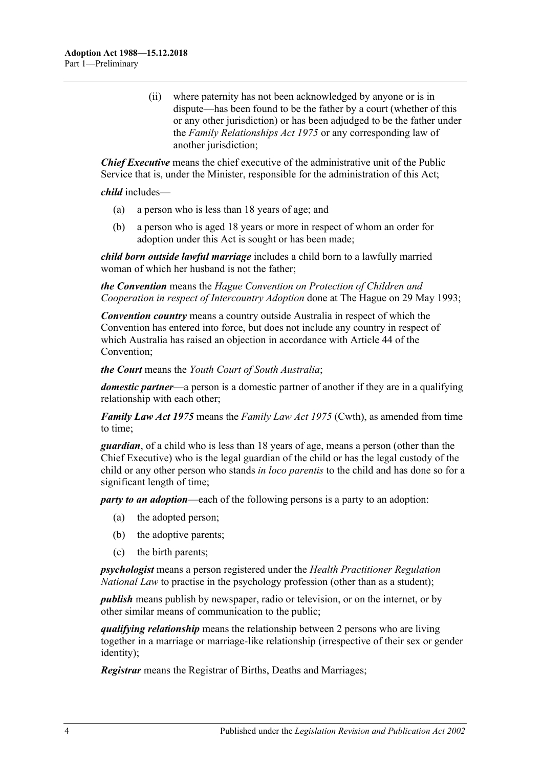(ii) where paternity has not been acknowledged by anyone or is in dispute—has been found to be the father by a court (whether of this or any other jurisdiction) or has been adjudged to be the father under the *Family Relationships Act 1975* or any corresponding law of another jurisdiction;

***Chief Executive*** means the chief executive of the administrative unit of the Public Service that is, under the Minister, responsible for the administration of this Act;

***child*** includes—

(a) a person who is less than 18 years of age; and

(b) a person who is aged 18 years or more in respect of whom an order for adoption under this Act is sought or has been made;

***child born outside lawful marriage*** includes a child born to a lawfully married woman of which her husband is not the father;

***the Convention*** means the *Hague Convention on Protection of Children and Cooperation in respect of Intercountry Adoption* done at The Hague on 29 May 1993;

***Convention country*** means a country outside Australia in respect of which the Convention has entered into force, but does not include any country in respect of which Australia has raised an objection in accordance with Article 44 of the Convention;

***the Court*** means the *Youth Court of South Australia*;

***domestic partner***—a person is a domestic partner of another if they are in a qualifying relationship with each other;

***Family Law Act 1975*** means the *Family Law Act 1975* (Cwth), as amended from time to time;

***guardian***, of a child who is less than 18 years of age, means a person (other than the Chief Executive) who is the legal guardian of the child or has the legal custody of the child or any other person who stands *in loco parentis* to the child and has done so for a significant length of time;

***party to an adoption***—each of the following persons is a party to an adoption:

(a) the adopted person;

(b) the adoptive parents;

(c) the birth parents;

***psychologist*** means a person registered under the *Health Practitioner Regulation National Law* to practise in the psychology profession (other than as a student);

***publish*** means publish by newspaper, radio or television, or on the internet, or by other similar means of communication to the public;

***qualifying relationship*** means the relationship between 2 persons who are living together in a marriage or marriage-like relationship (irrespective of their sex or gender identity);

***Registrar*** means the Registrar of Births, Deaths and Marriages;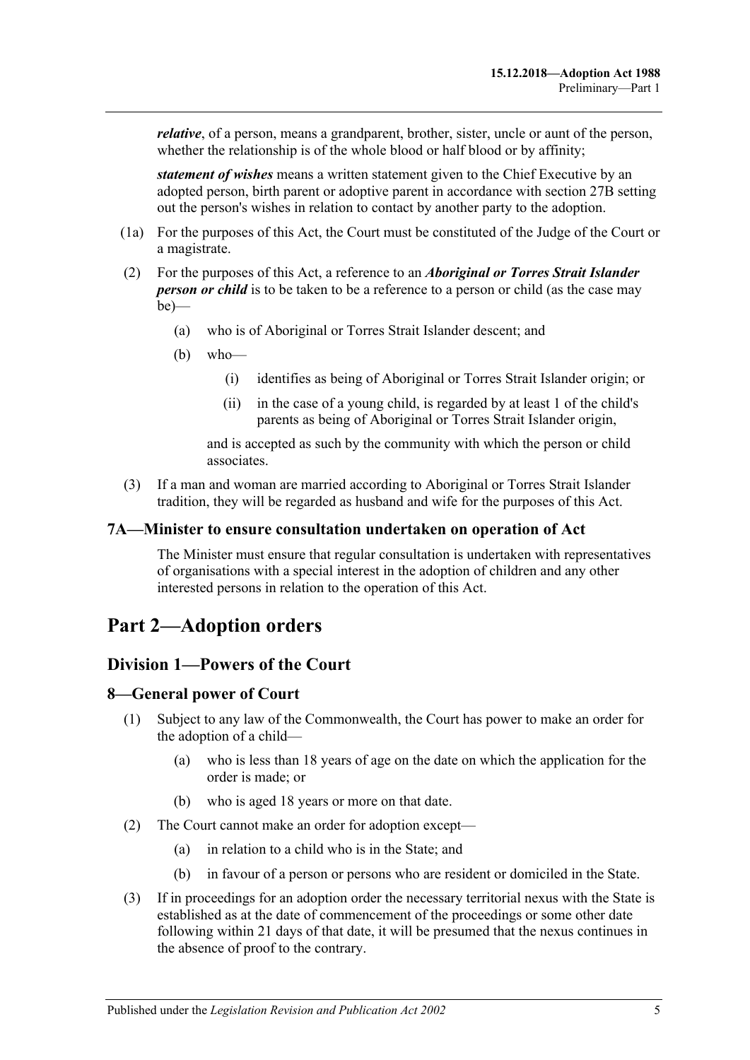***relative***, of a person, means a grandparent, brother, sister, uncle or aunt of the person, whether the relationship is of the whole blood or half blood or by affinity;

***statement of wishes*** means a written statement given to the Chief Executive by an adopted person, birth parent or adoptive parent in accordance with section 27B setting out the person's wishes in relation to contact by another party to the adoption.

(1a) For the purposes of this Act, the Court must be constituted of the Judge of the Court or a magistrate.

(2) For the purposes of this Act, a reference to an ***Aboriginal or Torres Strait Islander person or child*** is to be taken to be a reference to a person or child (as the case may be)—

(a) who is of Aboriginal or Torres Strait Islander descent; and

(b) who—

(i) identifies as being of Aboriginal or Torres Strait Islander origin; or

(ii) in the case of a young child, is regarded by at least 1 of the child's parents as being of Aboriginal or Torres Strait Islander origin,

and is accepted as such by the community with which the person or child associates.

(3) If a man and woman are married according to Aboriginal or Torres Strait Islander tradition, they will be regarded as husband and wife for the purposes of this Act.

### 7A—Minister to ensure consultation undertaken on operation of Act

The Minister must ensure that regular consultation is undertaken with representatives of organisations with a special interest in the adoption of children and any other interested persons in relation to the operation of this Act.

# Part 2—Adoption orders

## Division 1—Powers of the Court

### 8—General power of Court

(1) Subject to any law of the Commonwealth, the Court has power to make an order for the adoption of a child—

(a) who is less than 18 years of age on the date on which the application for the order is made; or

(b) who is aged 18 years or more on that date.

(2) The Court cannot make an order for adoption except—

(a) in relation to a child who is in the State; and

(b) in favour of a person or persons who are resident or domiciled in the State.

(3) If in proceedings for an adoption order the necessary territorial nexus with the State is established as at the date of commencement of the proceedings or some other date following within 21 days of that date, it will be presumed that the nexus continues in the absence of proof to the contrary.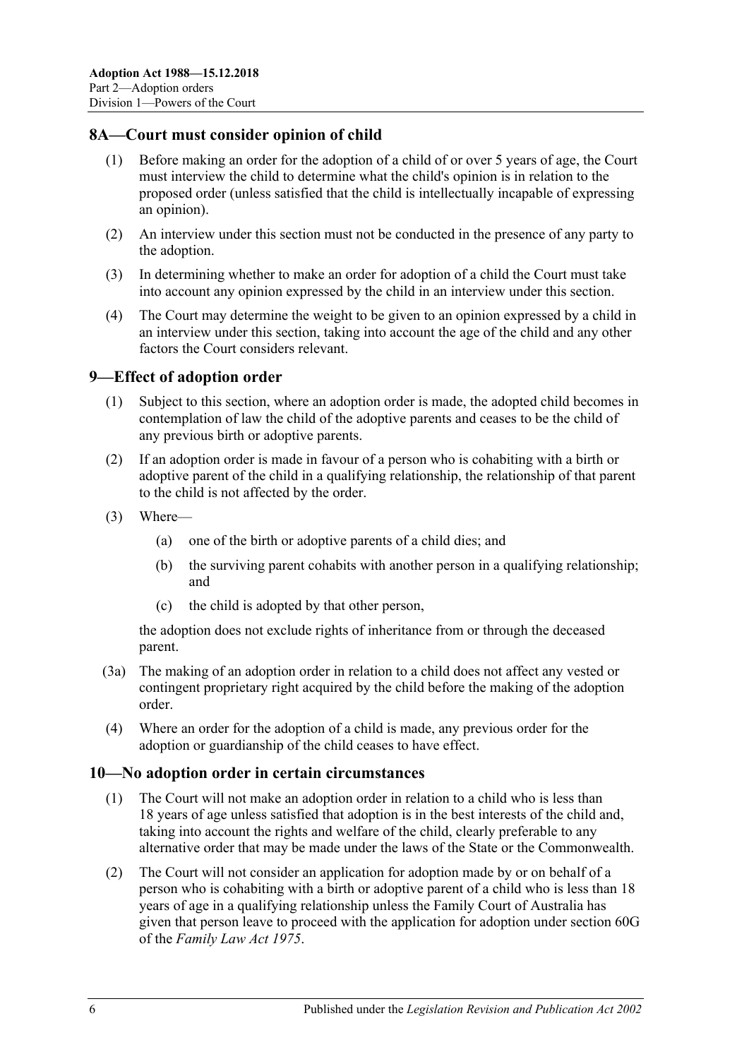## 8A—Court must consider opinion of child

(1) Before making an order for the adoption of a child of or over 5 years of age, the Court must interview the child to determine what the child's opinion is in relation to the proposed order (unless satisfied that the child is intellectually incapable of expressing an opinion).

(2) An interview under this section must not be conducted in the presence of any party to the adoption.

(3) In determining whether to make an order for adoption of a child the Court must take into account any opinion expressed by the child in an interview under this section.

(4) The Court may determine the weight to be given to an opinion expressed by a child in an interview under this section, taking into account the age of the child and any other factors the Court considers relevant.

## 9—Effect of adoption order

(1) Subject to this section, where an adoption order is made, the adopted child becomes in contemplation of law the child of the adoptive parents and ceases to be the child of any previous birth or adoptive parents.

(2) If an adoption order is made in favour of a person who is cohabiting with a birth or adoptive parent of the child in a qualifying relationship, the relationship of that parent to the child is not affected by the order.

(3) Where—

(a) one of the birth or adoptive parents of a child dies; and

(b) the surviving parent cohabits with another person in a qualifying relationship; and

(c) the child is adopted by that other person,

the adoption does not exclude rights of inheritance from or through the deceased parent.

(3a) The making of an adoption order in relation to a child does not affect any vested or contingent proprietary right acquired by the child before the making of the adoption order.

(4) Where an order for the adoption of a child is made, any previous order for the adoption or guardianship of the child ceases to have effect.

## 10—No adoption order in certain circumstances

(1) The Court will not make an adoption order in relation to a child who is less than 18 years of age unless satisfied that adoption is in the best interests of the child and, taking into account the rights and welfare of the child, clearly preferable to any alternative order that may be made under the laws of the State or the Commonwealth.

(2) The Court will not consider an application for adoption made by or on behalf of a person who is cohabiting with a birth or adoptive parent of a child who is less than 18 years of age in a qualifying relationship unless the Family Court of Australia has given that person leave to proceed with the application for adoption under section 60G of the *Family Law Act 1975*.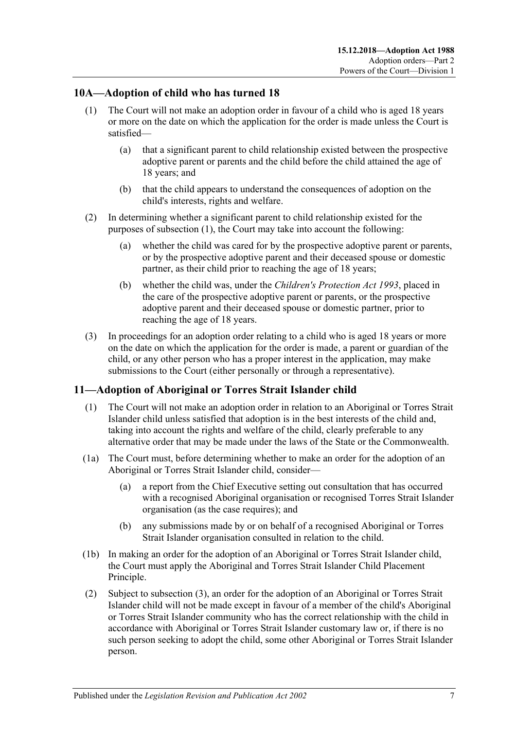## 10A—Adoption of child who has turned 18

(1) The Court will not make an adoption order in favour of a child who is aged 18 years or more on the date on which the application for the order is made unless the Court is satisfied—

(a) that a significant parent to child relationship existed between the prospective adoptive parent or parents and the child before the child attained the age of 18 years; and

(b) that the child appears to understand the consequences of adoption on the child's interests, rights and welfare.

(2) In determining whether a significant parent to child relationship existed for the purposes of subsection (1), the Court may take into account the following:

(a) whether the child was cared for by the prospective adoptive parent or parents, or by the prospective adoptive parent and their deceased spouse or domestic partner, as their child prior to reaching the age of 18 years;

(b) whether the child was, under the *Children's Protection Act 1993*, placed in the care of the prospective adoptive parent or parents, or the prospective adoptive parent and their deceased spouse or domestic partner, prior to reaching the age of 18 years.

(3) In proceedings for an adoption order relating to a child who is aged 18 years or more on the date on which the application for the order is made, a parent or guardian of the child, or any other person who has a proper interest in the application, may make submissions to the Court (either personally or through a representative).

## 11—Adoption of Aboriginal or Torres Strait Islander child

(1) The Court will not make an adoption order in relation to an Aboriginal or Torres Strait Islander child unless satisfied that adoption is in the best interests of the child and, taking into account the rights and welfare of the child, clearly preferable to any alternative order that may be made under the laws of the State or the Commonwealth.

(1a) The Court must, before determining whether to make an order for the adoption of an Aboriginal or Torres Strait Islander child, consider—

(a) a report from the Chief Executive setting out consultation that has occurred with a recognised Aboriginal organisation or recognised Torres Strait Islander organisation (as the case requires); and

(b) any submissions made by or on behalf of a recognised Aboriginal or Torres Strait Islander organisation consulted in relation to the child.

(1b) In making an order for the adoption of an Aboriginal or Torres Strait Islander child, the Court must apply the Aboriginal and Torres Strait Islander Child Placement Principle.

(2) Subject to subsection (3), an order for the adoption of an Aboriginal or Torres Strait Islander child will not be made except in favour of a member of the child's Aboriginal or Torres Strait Islander community who has the correct relationship with the child in accordance with Aboriginal or Torres Strait Islander customary law or, if there is no such person seeking to adopt the child, some other Aboriginal or Torres Strait Islander person.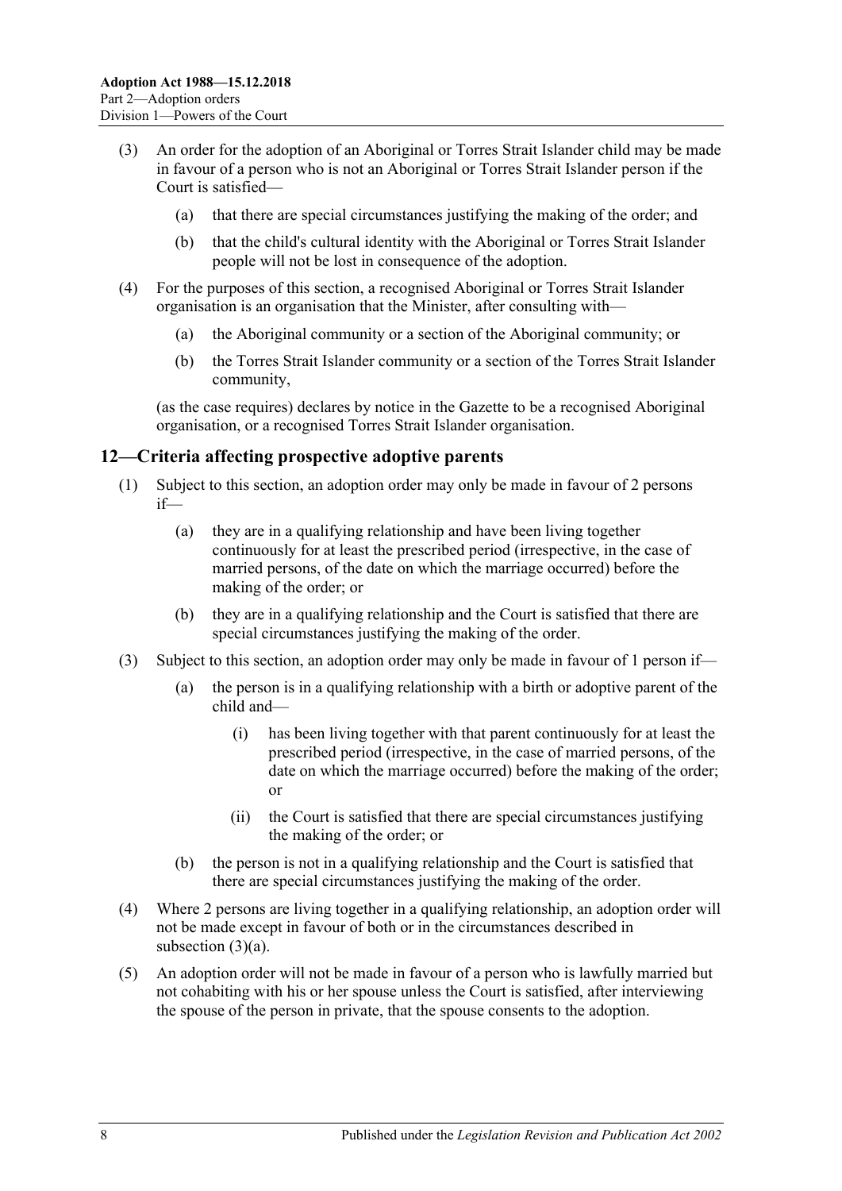(3) An order for the adoption of an Aboriginal or Torres Strait Islander child may be made in favour of a person who is not an Aboriginal or Torres Strait Islander person if the Court is satisfied—

(a) that there are special circumstances justifying the making of the order; and

(b) that the child's cultural identity with the Aboriginal or Torres Strait Islander people will not be lost in consequence of the adoption.

(4) For the purposes of this section, a recognised Aboriginal or Torres Strait Islander organisation is an organisation that the Minister, after consulting with—

(a) the Aboriginal community or a section of the Aboriginal community; or

(b) the Torres Strait Islander community or a section of the Torres Strait Islander community,

(as the case requires) declares by notice in the Gazette to be a recognised Aboriginal organisation, or a recognised Torres Strait Islander organisation.

## 12—Criteria affecting prospective adoptive parents

(1) Subject to this section, an adoption order may only be made in favour of 2 persons if—

(a) they are in a qualifying relationship and have been living together continuously for at least the prescribed period (irrespective, in the case of married persons, of the date on which the marriage occurred) before the making of the order; or

(b) they are in a qualifying relationship and the Court is satisfied that there are special circumstances justifying the making of the order.

(3) Subject to this section, an adoption order may only be made in favour of 1 person if—

(a) the person is in a qualifying relationship with a birth or adoptive parent of the child and—

(i) has been living together with that parent continuously for at least the prescribed period (irrespective, in the case of married persons, of the date on which the marriage occurred) before the making of the order; or

(ii) the Court is satisfied that there are special circumstances justifying the making of the order; or

(b) the person is not in a qualifying relationship and the Court is satisfied that there are special circumstances justifying the making of the order.

(4) Where 2 persons are living together in a qualifying relationship, an adoption order will not be made except in favour of both or in the circumstances described in subsection (3)(a).

(5) An adoption order will not be made in favour of a person who is lawfully married but not cohabiting with his or her spouse unless the Court is satisfied, after interviewing the spouse of the person in private, that the spouse consents to the adoption.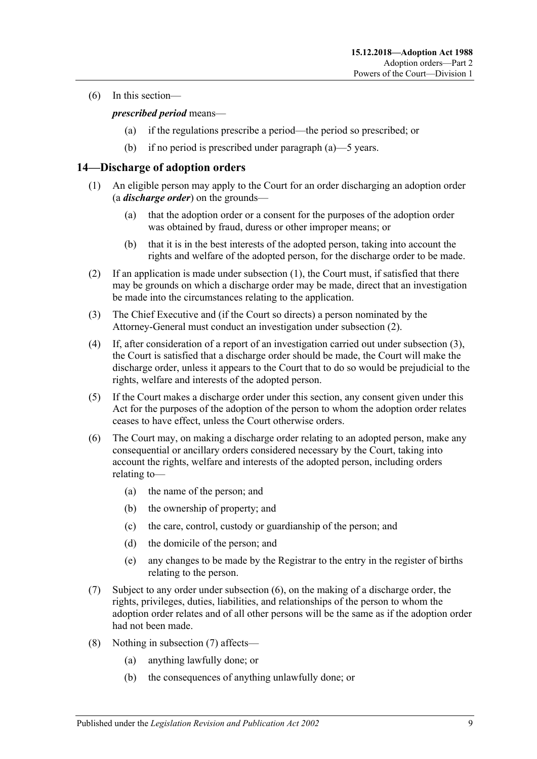(6) In this section—

***prescribed period*** means—

(a) if the regulations prescribe a period—the period so prescribed; or

(b) if no period is prescribed under paragraph (a)—5 years.

## 14—Discharge of adoption orders

(1) An eligible person may apply to the Court for an order discharging an adoption order (a ***discharge order***) on the grounds—

(a) that the adoption order or a consent for the purposes of the adoption order was obtained by fraud, duress or other improper means; or

(b) that it is in the best interests of the adopted person, taking into account the rights and welfare of the adopted person, for the discharge order to be made.

(2) If an application is made under subsection (1), the Court must, if satisfied that there may be grounds on which a discharge order may be made, direct that an investigation be made into the circumstances relating to the application.

(3) The Chief Executive and (if the Court so directs) a person nominated by the Attorney-General must conduct an investigation under subsection (2).

(4) If, after consideration of a report of an investigation carried out under subsection (3), the Court is satisfied that a discharge order should be made, the Court will make the discharge order, unless it appears to the Court that to do so would be prejudicial to the rights, welfare and interests of the adopted person.

(5) If the Court makes a discharge order under this section, any consent given under this Act for the purposes of the adoption of the person to whom the adoption order relates ceases to have effect, unless the Court otherwise orders.

(6) The Court may, on making a discharge order relating to an adopted person, make any consequential or ancillary orders considered necessary by the Court, taking into account the rights, welfare and interests of the adopted person, including orders relating to—

(a) the name of the person; and

(b) the ownership of property; and

(c) the care, control, custody or guardianship of the person; and

(d) the domicile of the person; and

(e) any changes to be made by the Registrar to the entry in the register of births relating to the person.

(7) Subject to any order under subsection (6), on the making of a discharge order, the rights, privileges, duties, liabilities, and relationships of the person to whom the adoption order relates and of all other persons will be the same as if the adoption order had not been made.

(8) Nothing in subsection (7) affects—

(a) anything lawfully done; or

(b) the consequences of anything unlawfully done; or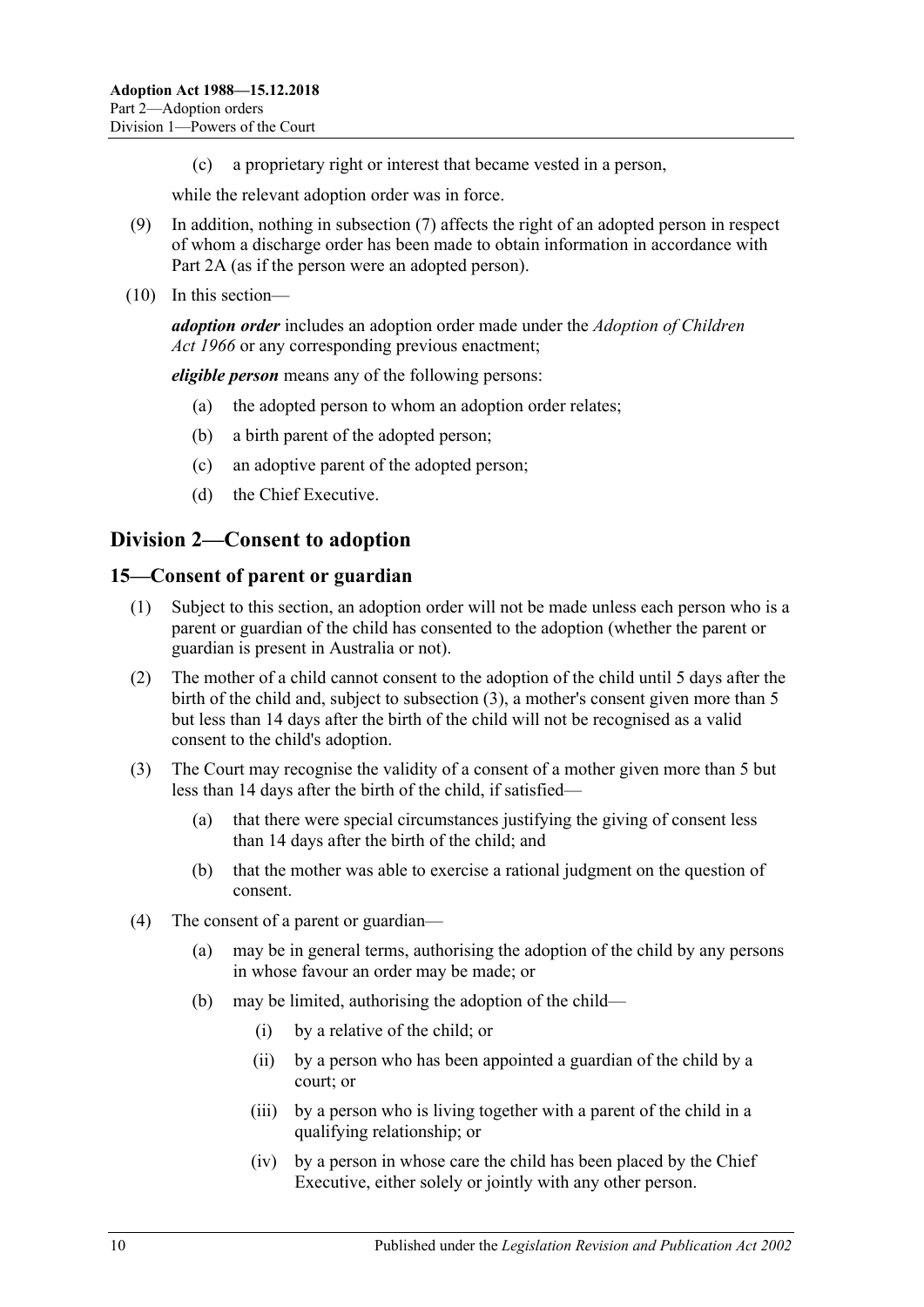(c) a proprietary right or interest that became vested in a person,

while the relevant adoption order was in force.

(9) In addition, nothing in subsection (7) affects the right of an adopted person in respect of whom a discharge order has been made to obtain information in accordance with Part 2A (as if the person were an adopted person).

(10) In this section—

***adoption order*** includes an adoption order made under the *Adoption of Children Act 1966* or any corresponding previous enactment;

***eligible person*** means any of the following persons:

(a) the adopted person to whom an adoption order relates;

(b) a birth parent of the adopted person;

(c) an adoptive parent of the adopted person;

(d) the Chief Executive.

## Division 2—Consent to adoption

### 15—Consent of parent or guardian

(1) Subject to this section, an adoption order will not be made unless each person who is a parent or guardian of the child has consented to the adoption (whether the parent or guardian is present in Australia or not).

(2) The mother of a child cannot consent to the adoption of the child until 5 days after the birth of the child and, subject to subsection (3), a mother's consent given more than 5 but less than 14 days after the birth of the child will not be recognised as a valid consent to the child's adoption.

(3) The Court may recognise the validity of a consent of a mother given more than 5 but less than 14 days after the birth of the child, if satisfied—

(a) that there were special circumstances justifying the giving of consent less than 14 days after the birth of the child; and

(b) that the mother was able to exercise a rational judgment on the question of consent.

(4) The consent of a parent or guardian—

(a) may be in general terms, authorising the adoption of the child by any persons in whose favour an order may be made; or

(b) may be limited, authorising the adoption of the child—

(i) by a relative of the child; or

(ii) by a person who has been appointed a guardian of the child by a court; or

(iii) by a person who is living together with a parent of the child in a qualifying relationship; or

(iv) by a person in whose care the child has been placed by the Chief Executive, either solely or jointly with any other person.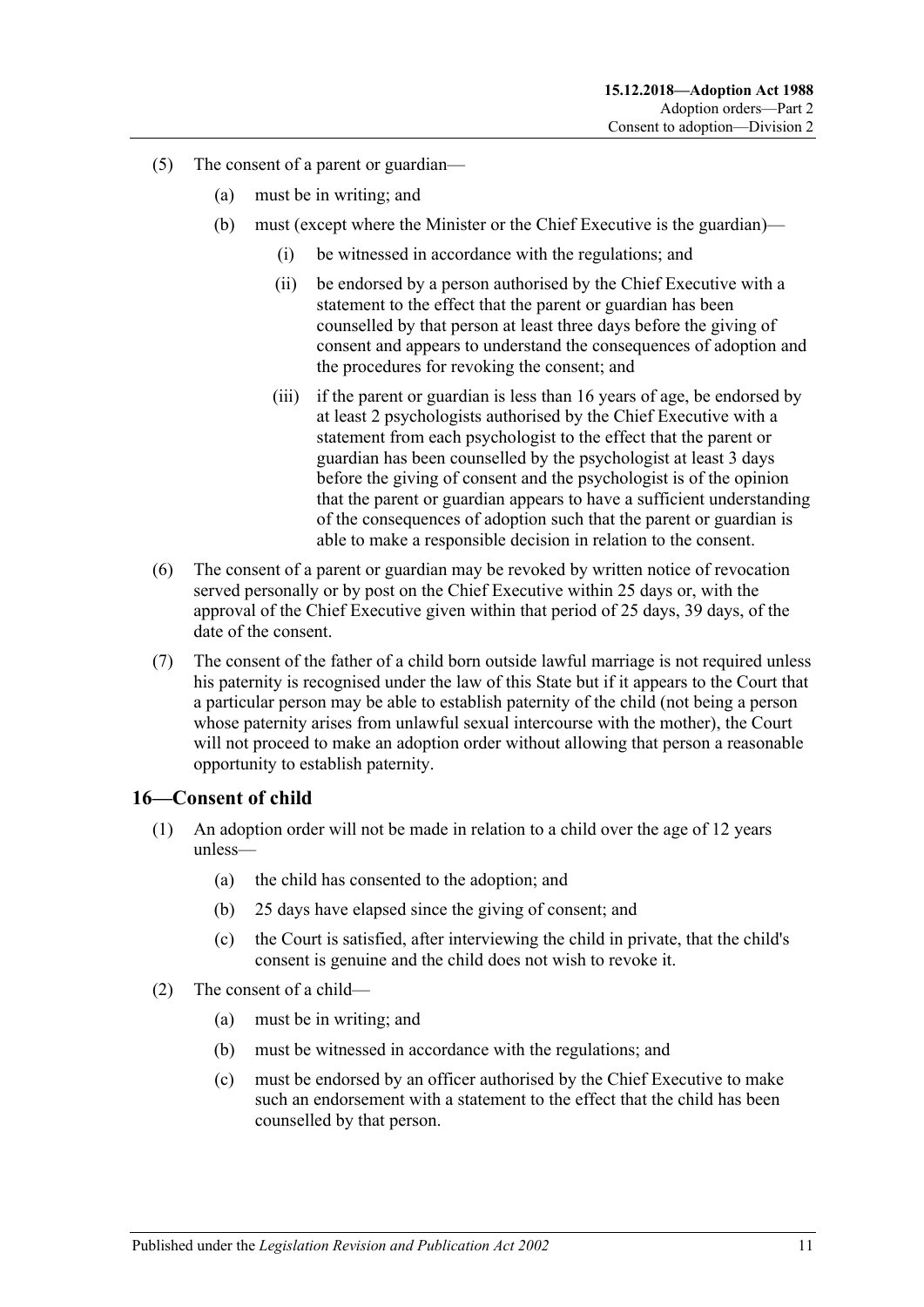(5) The consent of a parent or guardian—

  (a) must be in writing; and

  (b) must (except where the Minister or the Chief Executive is the guardian)—

    (i) be witnessed in accordance with the regulations; and

    (ii) be endorsed by a person authorised by the Chief Executive with a statement to the effect that the parent or guardian has been counselled by that person at least three days before the giving of consent and appears to understand the consequences of adoption and the procedures for revoking the consent; and

    (iii) if the parent or guardian is less than 16 years of age, be endorsed by at least 2 psychologists authorised by the Chief Executive with a statement from each psychologist to the effect that the parent or guardian has been counselled by the psychologist at least 3 days before the giving of consent and the psychologist is of the opinion that the parent or guardian appears to have a sufficient understanding of the consequences of adoption such that the parent or guardian is able to make a responsible decision in relation to the consent.

(6) The consent of a parent or guardian may be revoked by written notice of revocation served personally or by post on the Chief Executive within 25 days or, with the approval of the Chief Executive given within that period of 25 days, 39 days, of the date of the consent.

(7) The consent of the father of a child born outside lawful marriage is not required unless his paternity is recognised under the law of this State but if it appears to the Court that a particular person may be able to establish paternity of the child (not being a person whose paternity arises from unlawful sexual intercourse with the mother), the Court will not proceed to make an adoption order without allowing that person a reasonable opportunity to establish paternity.

## 16—Consent of child

(1) An adoption order will not be made in relation to a child over the age of 12 years unless—

  (a) the child has consented to the adoption; and

  (b) 25 days have elapsed since the giving of consent; and

  (c) the Court is satisfied, after interviewing the child in private, that the child's consent is genuine and the child does not wish to revoke it.

(2) The consent of a child—

  (a) must be in writing; and

  (b) must be witnessed in accordance with the regulations; and

  (c) must be endorsed by an officer authorised by the Chief Executive to make such an endorsement with a statement to the effect that the child has been counselled by that person.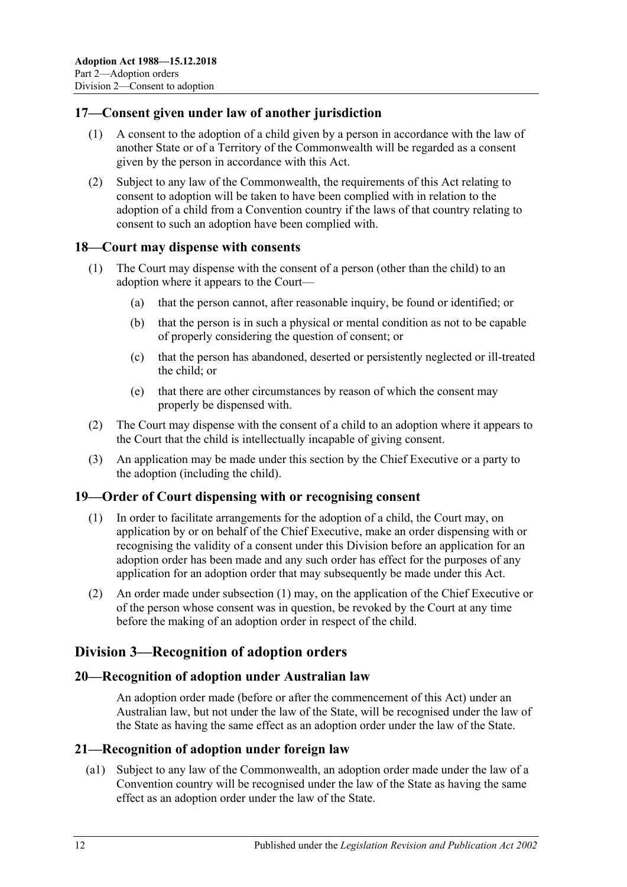## 17—Consent given under law of another jurisdiction

(1) A consent to the adoption of a child given by a person in accordance with the law of another State or of a Territory of the Commonwealth will be regarded as a consent given by the person in accordance with this Act.

(2) Subject to any law of the Commonwealth, the requirements of this Act relating to consent to adoption will be taken to have been complied with in relation to the adoption of a child from a Convention country if the laws of that country relating to consent to such an adoption have been complied with.

## 18—Court may dispense with consents

(1) The Court may dispense with the consent of a person (other than the child) to an adoption where it appears to the Court—

- (a) that the person cannot, after reasonable inquiry, be found or identified; or
- (b) that the person is in such a physical or mental condition as not to be capable of properly considering the question of consent; or
- (c) that the person has abandoned, deserted or persistently neglected or ill-treated the child; or
- (e) that there are other circumstances by reason of which the consent may properly be dispensed with.

(2) The Court may dispense with the consent of a child to an adoption where it appears to the Court that the child is intellectually incapable of giving consent.

(3) An application may be made under this section by the Chief Executive or a party to the adoption (including the child).

## 19—Order of Court dispensing with or recognising consent

(1) In order to facilitate arrangements for the adoption of a child, the Court may, on application by or on behalf of the Chief Executive, make an order dispensing with or recognising the validity of a consent under this Division before an application for an adoption order has been made and any such order has effect for the purposes of any application for an adoption order that may subsequently be made under this Act.

(2) An order made under subsection (1) may, on the application of the Chief Executive or of the person whose consent was in question, be revoked by the Court at any time before the making of an adoption order in respect of the child.

# Division 3—Recognition of adoption orders

## 20—Recognition of adoption under Australian law

An adoption order made (before or after the commencement of this Act) under an Australian law, but not under the law of the State, will be recognised under the law of the State as having the same effect as an adoption order under the law of the State.

## 21—Recognition of adoption under foreign law

(a1) Subject to any law of the Commonwealth, an adoption order made under the law of a Convention country will be recognised under the law of the State as having the same effect as an adoption order under the law of the State.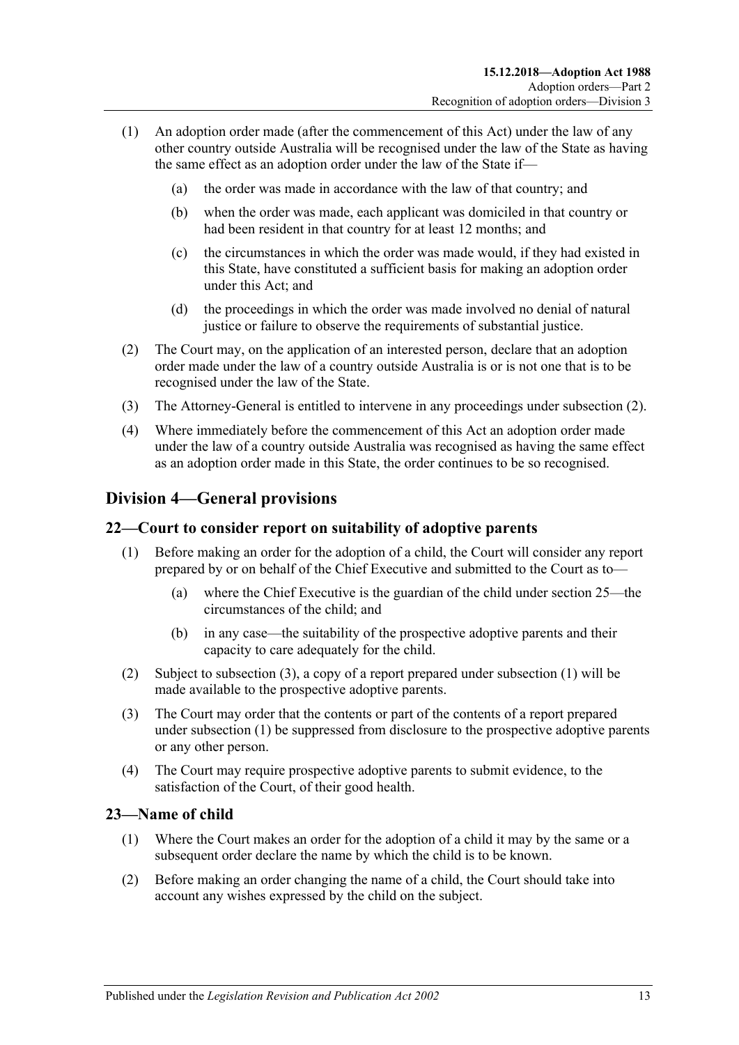(1) An adoption order made (after the commencement of this Act) under the law of any other country outside Australia will be recognised under the law of the State as having the same effect as an adoption order under the law of the State if—

  (a) the order was made in accordance with the law of that country; and

  (b) when the order was made, each applicant was domiciled in that country or had been resident in that country for at least 12 months; and

  (c) the circumstances in which the order was made would, if they had existed in this State, have constituted a sufficient basis for making an adoption order under this Act; and

  (d) the proceedings in which the order was made involved no denial of natural justice or failure to observe the requirements of substantial justice.

(2) The Court may, on the application of an interested person, declare that an adoption order made under the law of a country outside Australia is or is not one that is to be recognised under the law of the State.

(3) The Attorney-General is entitled to intervene in any proceedings under subsection (2).

(4) Where immediately before the commencement of this Act an adoption order made under the law of a country outside Australia was recognised as having the same effect as an adoption order made in this State, the order continues to be so recognised.

## Division 4—General provisions

### 22—Court to consider report on suitability of adoptive parents

(1) Before making an order for the adoption of a child, the Court will consider any report prepared by or on behalf of the Chief Executive and submitted to the Court as to—

  (a) where the Chief Executive is the guardian of the child under section 25—the circumstances of the child; and

  (b) in any case—the suitability of the prospective adoptive parents and their capacity to care adequately for the child.

(2) Subject to subsection (3), a copy of a report prepared under subsection (1) will be made available to the prospective adoptive parents.

(3) The Court may order that the contents or part of the contents of a report prepared under subsection (1) be suppressed from disclosure to the prospective adoptive parents or any other person.

(4) The Court may require prospective adoptive parents to submit evidence, to the satisfaction of the Court, of their good health.

### 23—Name of child

(1) Where the Court makes an order for the adoption of a child it may by the same or a subsequent order declare the name by which the child is to be known.

(2) Before making an order changing the name of a child, the Court should take into account any wishes expressed by the child on the subject.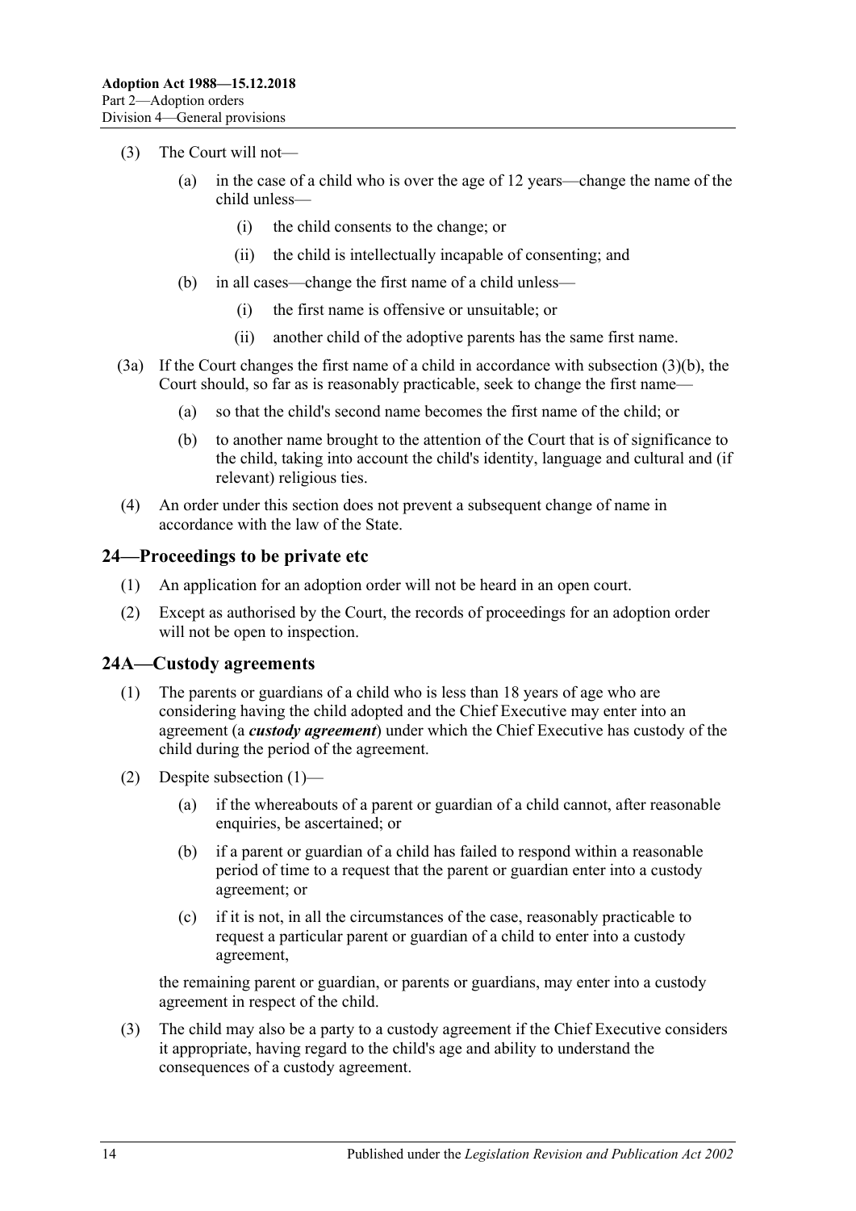(3) The Court will not—

(a) in the case of a child who is over the age of 12 years—change the name of the child unless—

(i) the child consents to the change; or

(ii) the child is intellectually incapable of consenting; and

(b) in all cases—change the first name of a child unless—

(i) the first name is offensive or unsuitable; or

(ii) another child of the adoptive parents has the same first name.

(3a) If the Court changes the first name of a child in accordance with subsection (3)(b), the Court should, so far as is reasonably practicable, seek to change the first name—

(a) so that the child's second name becomes the first name of the child; or

(b) to another name brought to the attention of the Court that is of significance to the child, taking into account the child's identity, language and cultural and (if relevant) religious ties.

(4) An order under this section does not prevent a subsequent change of name in accordance with the law of the State.

## 24—Proceedings to be private etc

(1) An application for an adoption order will not be heard in an open court.

(2) Except as authorised by the Court, the records of proceedings for an adoption order will not be open to inspection.

## 24A—Custody agreements

(1) The parents or guardians of a child who is less than 18 years of age who are considering having the child adopted and the Chief Executive may enter into an agreement (a ***custody agreement***) under which the Chief Executive has custody of the child during the period of the agreement.

(2) Despite subsection (1)—

(a) if the whereabouts of a parent or guardian of a child cannot, after reasonable enquiries, be ascertained; or

(b) if a parent or guardian of a child has failed to respond within a reasonable period of time to a request that the parent or guardian enter into a custody agreement; or

(c) if it is not, in all the circumstances of the case, reasonably practicable to request a particular parent or guardian of a child to enter into a custody agreement,

the remaining parent or guardian, or parents or guardians, may enter into a custody agreement in respect of the child.

(3) The child may also be a party to a custody agreement if the Chief Executive considers it appropriate, having regard to the child's age and ability to understand the consequences of a custody agreement.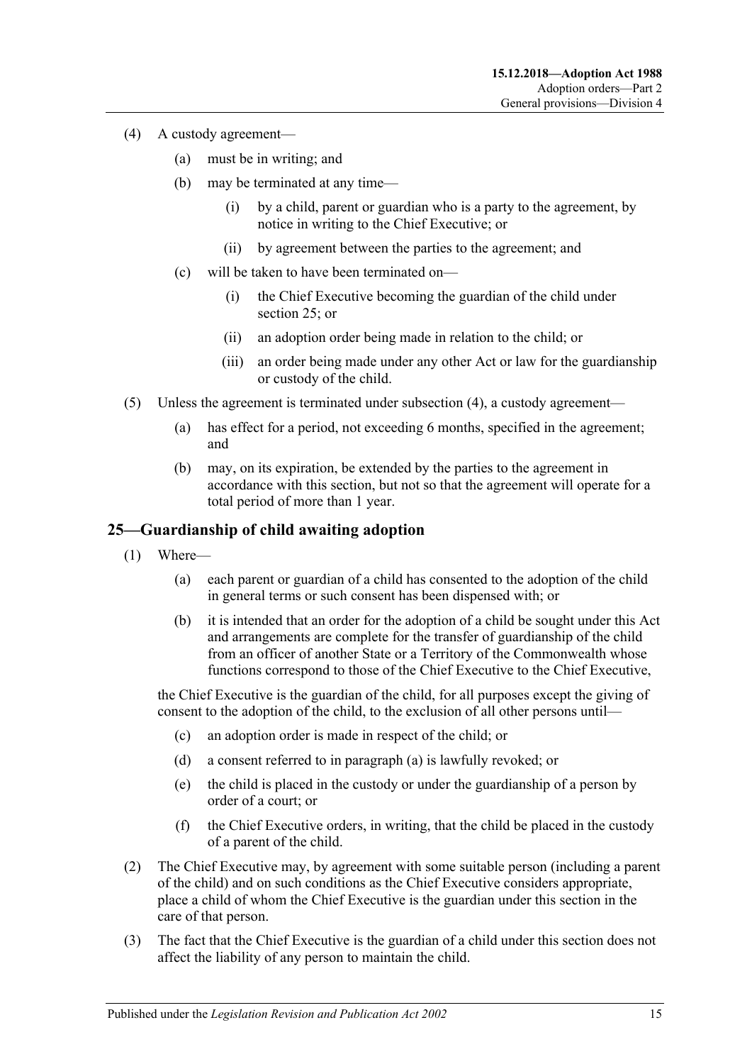(4) A custody agreement—

(a) must be in writing; and

(b) may be terminated at any time—

(i) by a child, parent or guardian who is a party to the agreement, by notice in writing to the Chief Executive; or

(ii) by agreement between the parties to the agreement; and

(c) will be taken to have been terminated on—

(i) the Chief Executive becoming the guardian of the child under section 25; or

(ii) an adoption order being made in relation to the child; or

(iii) an order being made under any other Act or law for the guardianship or custody of the child.

(5) Unless the agreement is terminated under subsection (4), a custody agreement—

(a) has effect for a period, not exceeding 6 months, specified in the agreement; and

(b) may, on its expiration, be extended by the parties to the agreement in accordance with this section, but not so that the agreement will operate for a total period of more than 1 year.

## 25—Guardianship of child awaiting adoption

(1) Where—

(a) each parent or guardian of a child has consented to the adoption of the child in general terms or such consent has been dispensed with; or

(b) it is intended that an order for the adoption of a child be sought under this Act and arrangements are complete for the transfer of guardianship of the child from an officer of another State or a Territory of the Commonwealth whose functions correspond to those of the Chief Executive to the Chief Executive,

the Chief Executive is the guardian of the child, for all purposes except the giving of consent to the adoption of the child, to the exclusion of all other persons until—

(c) an adoption order is made in respect of the child; or

(d) a consent referred to in paragraph (a) is lawfully revoked; or

(e) the child is placed in the custody or under the guardianship of a person by order of a court; or

(f) the Chief Executive orders, in writing, that the child be placed in the custody of a parent of the child.

(2) The Chief Executive may, by agreement with some suitable person (including a parent of the child) and on such conditions as the Chief Executive considers appropriate, place a child of whom the Chief Executive is the guardian under this section in the care of that person.

(3) The fact that the Chief Executive is the guardian of a child under this section does not affect the liability of any person to maintain the child.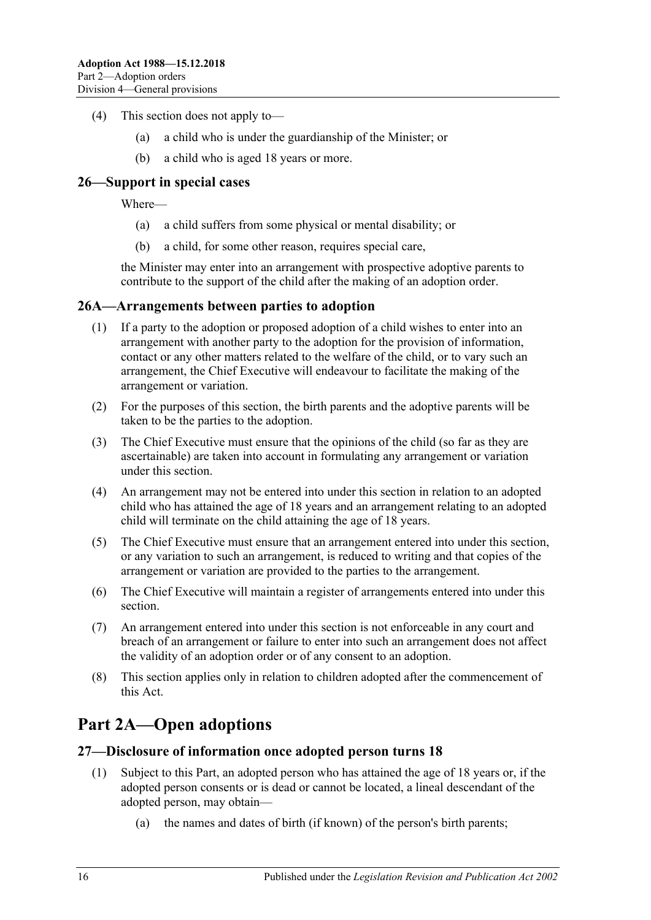(4) This section does not apply to—

(a) a child who is under the guardianship of the Minister; or

(b) a child who is aged 18 years or more.

### 26—Support in special cases

Where—

(a) a child suffers from some physical or mental disability; or

(b) a child, for some other reason, requires special care,

the Minister may enter into an arrangement with prospective adoptive parents to contribute to the support of the child after the making of an adoption order.

### 26A—Arrangements between parties to adoption

(1) If a party to the adoption or proposed adoption of a child wishes to enter into an arrangement with another party to the adoption for the provision of information, contact or any other matters related to the welfare of the child, or to vary such an arrangement, the Chief Executive will endeavour to facilitate the making of the arrangement or variation.

(2) For the purposes of this section, the birth parents and the adoptive parents will be taken to be the parties to the adoption.

(3) The Chief Executive must ensure that the opinions of the child (so far as they are ascertainable) are taken into account in formulating any arrangement or variation under this section.

(4) An arrangement may not be entered into under this section in relation to an adopted child who has attained the age of 18 years and an arrangement relating to an adopted child will terminate on the child attaining the age of 18 years.

(5) The Chief Executive must ensure that an arrangement entered into under this section, or any variation to such an arrangement, is reduced to writing and that copies of the arrangement or variation are provided to the parties to the arrangement.

(6) The Chief Executive will maintain a register of arrangements entered into under this section.

(7) An arrangement entered into under this section is not enforceable in any court and breach of an arrangement or failure to enter into such an arrangement does not affect the validity of an adoption order or of any consent to an adoption.

(8) This section applies only in relation to children adopted after the commencement of this Act.

## Part 2A—Open adoptions

### 27—Disclosure of information once adopted person turns 18

(1) Subject to this Part, an adopted person who has attained the age of 18 years or, if the adopted person consents or is dead or cannot be located, a lineal descendant of the adopted person, may obtain—

(a) the names and dates of birth (if known) of the person's birth parents;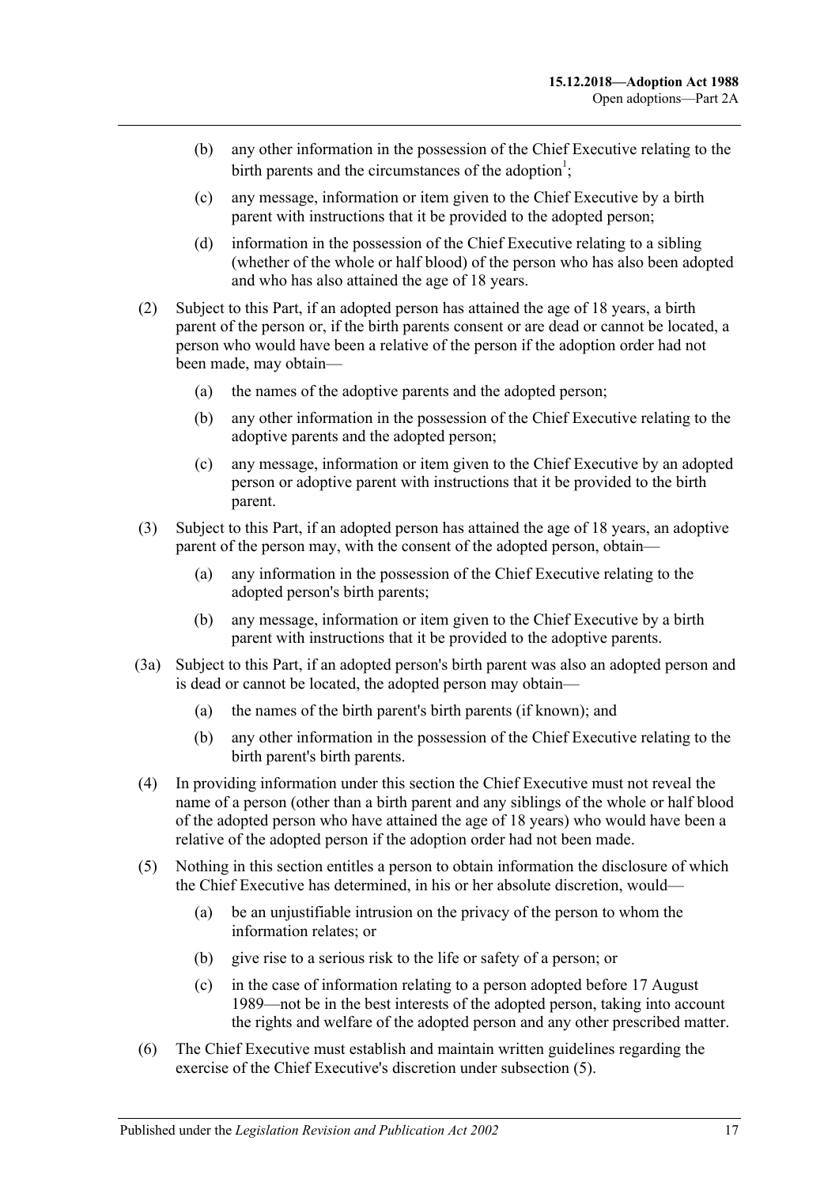(b) any other information in the possession of the Chief Executive relating to the birth parents and the circumstances of the adoption[1];

(c) any message, information or item given to the Chief Executive by a birth parent with instructions that it be provided to the adopted person;

(d) information in the possession of the Chief Executive relating to a sibling (whether of the whole or half blood) of the person who has also been adopted and who has also attained the age of 18 years.

(2) Subject to this Part, if an adopted person has attained the age of 18 years, a birth parent of the person or, if the birth parents consent or are dead or cannot be located, a person who would have been a relative of the person if the adoption order had not been made, may obtain—

(a) the names of the adoptive parents and the adopted person;

(b) any other information in the possession of the Chief Executive relating to the adoptive parents and the adopted person;

(c) any message, information or item given to the Chief Executive by an adopted person or adoptive parent with instructions that it be provided to the birth parent.

(3) Subject to this Part, if an adopted person has attained the age of 18 years, an adoptive parent of the person may, with the consent of the adopted person, obtain—

(a) any information in the possession of the Chief Executive relating to the adopted person's birth parents;

(b) any message, information or item given to the Chief Executive by a birth parent with instructions that it be provided to the adoptive parents.

(3a) Subject to this Part, if an adopted person's birth parent was also an adopted person and is dead or cannot be located, the adopted person may obtain—

(a) the names of the birth parent's birth parents (if known); and

(b) any other information in the possession of the Chief Executive relating to the birth parent's birth parents.

(4) In providing information under this section the Chief Executive must not reveal the name of a person (other than a birth parent and any siblings of the whole or half blood of the adopted person who have attained the age of 18 years) who would have been a relative of the adopted person if the adoption order had not been made.

(5) Nothing in this section entitles a person to obtain information the disclosure of which the Chief Executive has determined, in his or her absolute discretion, would—

(a) be an unjustifiable intrusion on the privacy of the person to whom the information relates; or

(b) give rise to a serious risk to the life or safety of a person; or

(c) in the case of information relating to a person adopted before 17 August 1989—not be in the best interests of the adopted person, taking into account the rights and welfare of the adopted person and any other prescribed matter.

(6) The Chief Executive must establish and maintain written guidelines regarding the exercise of the Chief Executive's discretion under subsection (5).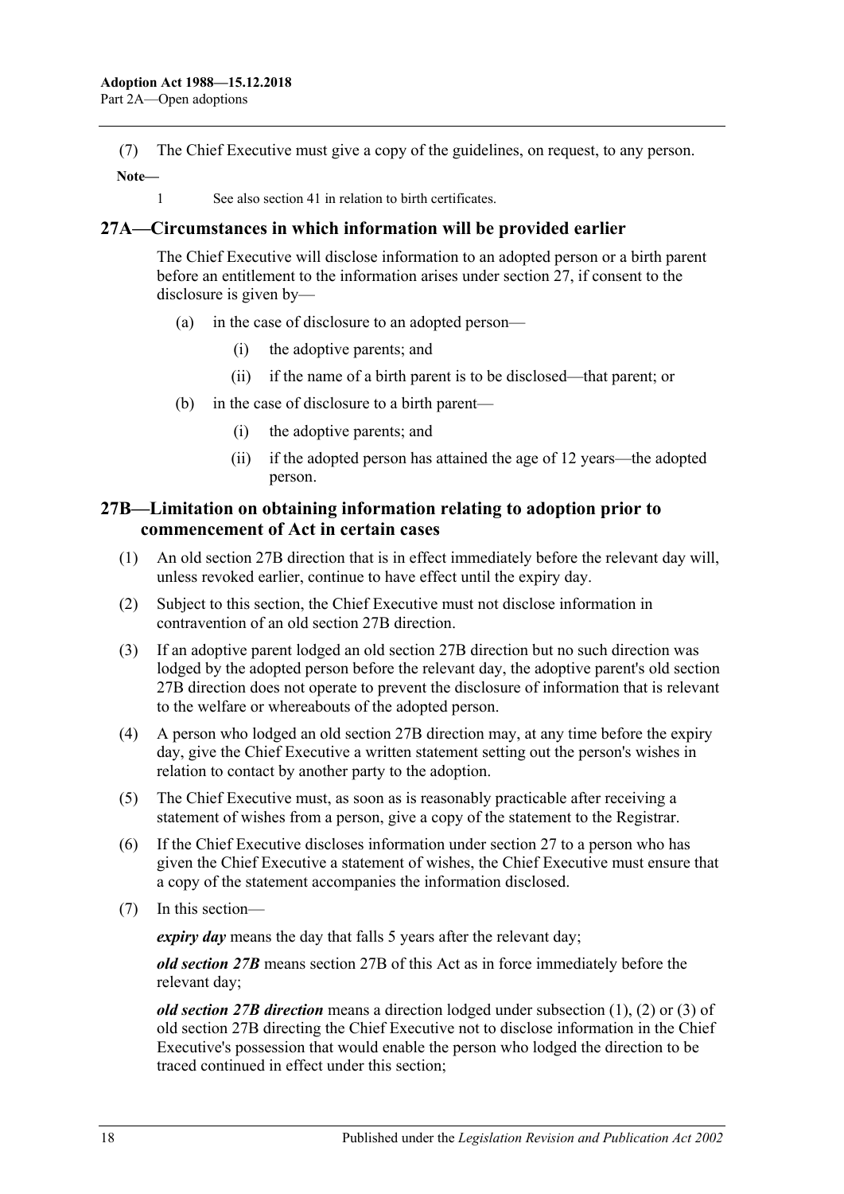(7) The Chief Executive must give a copy of the guidelines, on request, to any person.

**Note—**

1 See also section 41 in relation to birth certificates.

## 27A—Circumstances in which information will be provided earlier

The Chief Executive will disclose information to an adopted person or a birth parent before an entitlement to the information arises under section 27, if consent to the disclosure is given by—

(a) in the case of disclosure to an adopted person—

(i) the adoptive parents; and

(ii) if the name of a birth parent is to be disclosed—that parent; or

(b) in the case of disclosure to a birth parent—

(i) the adoptive parents; and

(ii) if the adopted person has attained the age of 12 years—the adopted person.

## 27B—Limitation on obtaining information relating to adoption prior to commencement of Act in certain cases

(1) An old section 27B direction that is in effect immediately before the relevant day will, unless revoked earlier, continue to have effect until the expiry day.

(2) Subject to this section, the Chief Executive must not disclose information in contravention of an old section 27B direction.

(3) If an adoptive parent lodged an old section 27B direction but no such direction was lodged by the adopted person before the relevant day, the adoptive parent's old section 27B direction does not operate to prevent the disclosure of information that is relevant to the welfare or whereabouts of the adopted person.

(4) A person who lodged an old section 27B direction may, at any time before the expiry day, give the Chief Executive a written statement setting out the person's wishes in relation to contact by another party to the adoption.

(5) The Chief Executive must, as soon as is reasonably practicable after receiving a statement of wishes from a person, give a copy of the statement to the Registrar.

(6) If the Chief Executive discloses information under section 27 to a person who has given the Chief Executive a statement of wishes, the Chief Executive must ensure that a copy of the statement accompanies the information disclosed.

(7) In this section—

***expiry day*** means the day that falls 5 years after the relevant day;

***old section 27B*** means section 27B of this Act as in force immediately before the relevant day;

***old section 27B direction*** means a direction lodged under subsection (1), (2) or (3) of old section 27B directing the Chief Executive not to disclose information in the Chief Executive's possession that would enable the person who lodged the direction to be traced continued in effect under this section;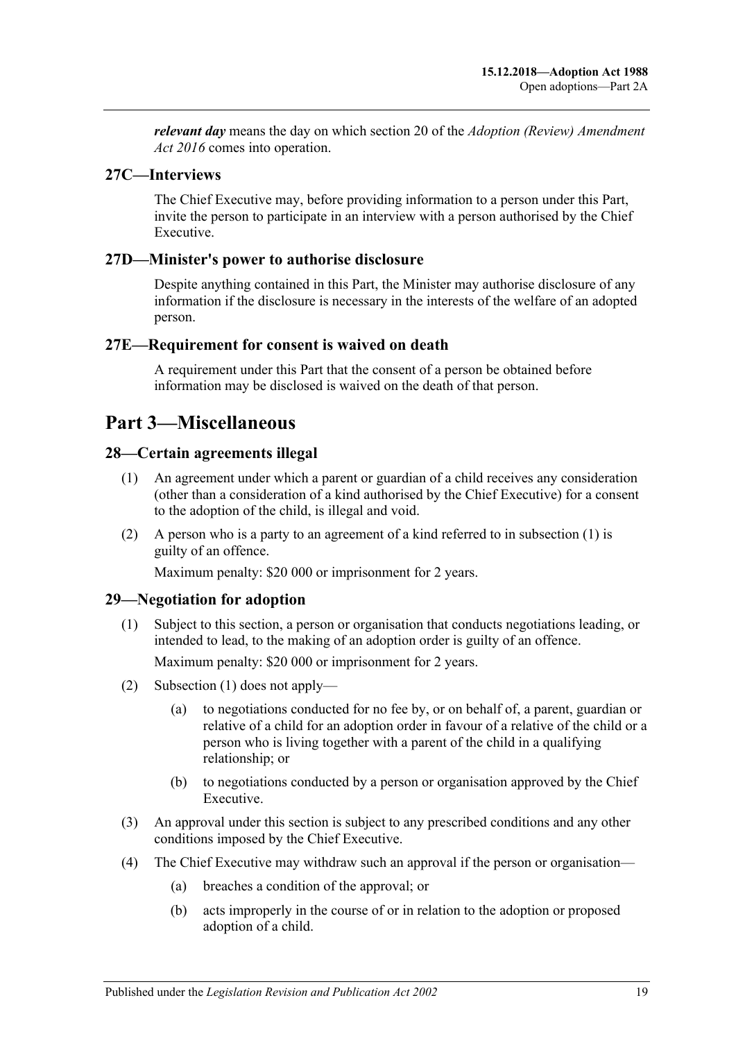***relevant day*** means the day on which section 20 of the *Adoption (Review) Amendment Act 2016* comes into operation.

### 27C—Interviews

The Chief Executive may, before providing information to a person under this Part, invite the person to participate in an interview with a person authorised by the Chief Executive.

### 27D—Minister's power to authorise disclosure

Despite anything contained in this Part, the Minister may authorise disclosure of any information if the disclosure is necessary in the interests of the welfare of an adopted person.

### 27E—Requirement for consent is waived on death

A requirement under this Part that the consent of a person be obtained before information may be disclosed is waived on the death of that person.

## Part 3—Miscellaneous

### 28—Certain agreements illegal

(1) An agreement under which a parent or guardian of a child receives any consideration (other than a consideration of a kind authorised by the Chief Executive) for a consent to the adoption of the child, is illegal and void.

(2) A person who is a party to an agreement of a kind referred to in subsection (1) is guilty of an offence.

Maximum penalty: $20 000 or imprisonment for 2 years.

### 29—Negotiation for adoption

(1) Subject to this section, a person or organisation that conducts negotiations leading, or intended to lead, to the making of an adoption order is guilty of an offence.

Maximum penalty: $20 000 or imprisonment for 2 years.

(2) Subsection (1) does not apply—

- (a) to negotiations conducted for no fee by, or on behalf of, a parent, guardian or relative of a child for an adoption order in favour of a relative of the child or a person who is living together with a parent of the child in a qualifying relationship; or
- (b) to negotiations conducted by a person or organisation approved by the Chief Executive.

(3) An approval under this section is subject to any prescribed conditions and any other conditions imposed by the Chief Executive.

(4) The Chief Executive may withdraw such an approval if the person or organisation—

- (a) breaches a condition of the approval; or
- (b) acts improperly in the course of or in relation to the adoption or proposed adoption of a child.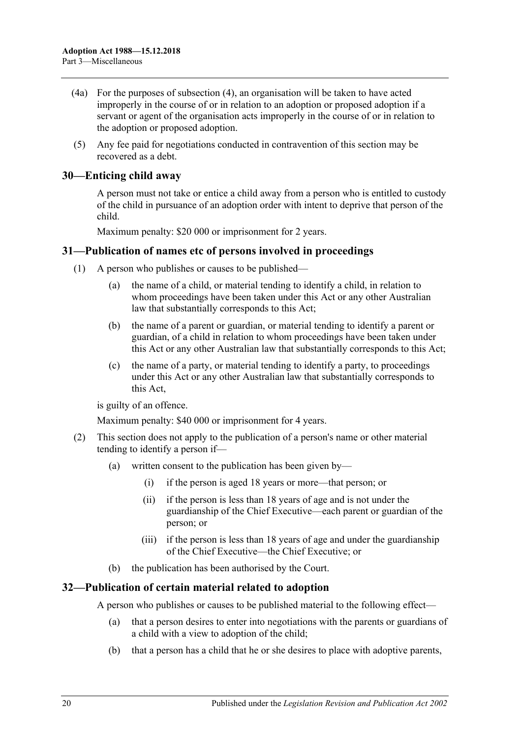(4a) For the purposes of subsection (4), an organisation will be taken to have acted improperly in the course of or in relation to an adoption or proposed adoption if a servant or agent of the organisation acts improperly in the course of or in relation to the adoption or proposed adoption.

(5) Any fee paid for negotiations conducted in contravention of this section may be recovered as a debt.

## 30—Enticing child away

A person must not take or entice a child away from a person who is entitled to custody of the child in pursuance of an adoption order with intent to deprive that person of the child.

Maximum penalty: $20 000 or imprisonment for 2 years.

## 31—Publication of names etc of persons involved in proceedings

(1) A person who publishes or causes to be published—

(a) the name of a child, or material tending to identify a child, in relation to whom proceedings have been taken under this Act or any other Australian law that substantially corresponds to this Act;

(b) the name of a parent or guardian, or material tending to identify a parent or guardian, of a child in relation to whom proceedings have been taken under this Act or any other Australian law that substantially corresponds to this Act;

(c) the name of a party, or material tending to identify a party, to proceedings under this Act or any other Australian law that substantially corresponds to this Act,

is guilty of an offence.

Maximum penalty: $40 000 or imprisonment for 4 years.

(2) This section does not apply to the publication of a person's name or other material tending to identify a person if—

(a) written consent to the publication has been given by—

(i) if the person is aged 18 years or more—that person; or

(ii) if the person is less than 18 years of age and is not under the guardianship of the Chief Executive—each parent or guardian of the person; or

(iii) if the person is less than 18 years of age and under the guardianship of the Chief Executive—the Chief Executive; or

(b) the publication has been authorised by the Court.

## 32—Publication of certain material related to adoption

A person who publishes or causes to be published material to the following effect—

(a) that a person desires to enter into negotiations with the parents or guardians of a child with a view to adoption of the child;

(b) that a person has a child that he or she desires to place with adoptive parents,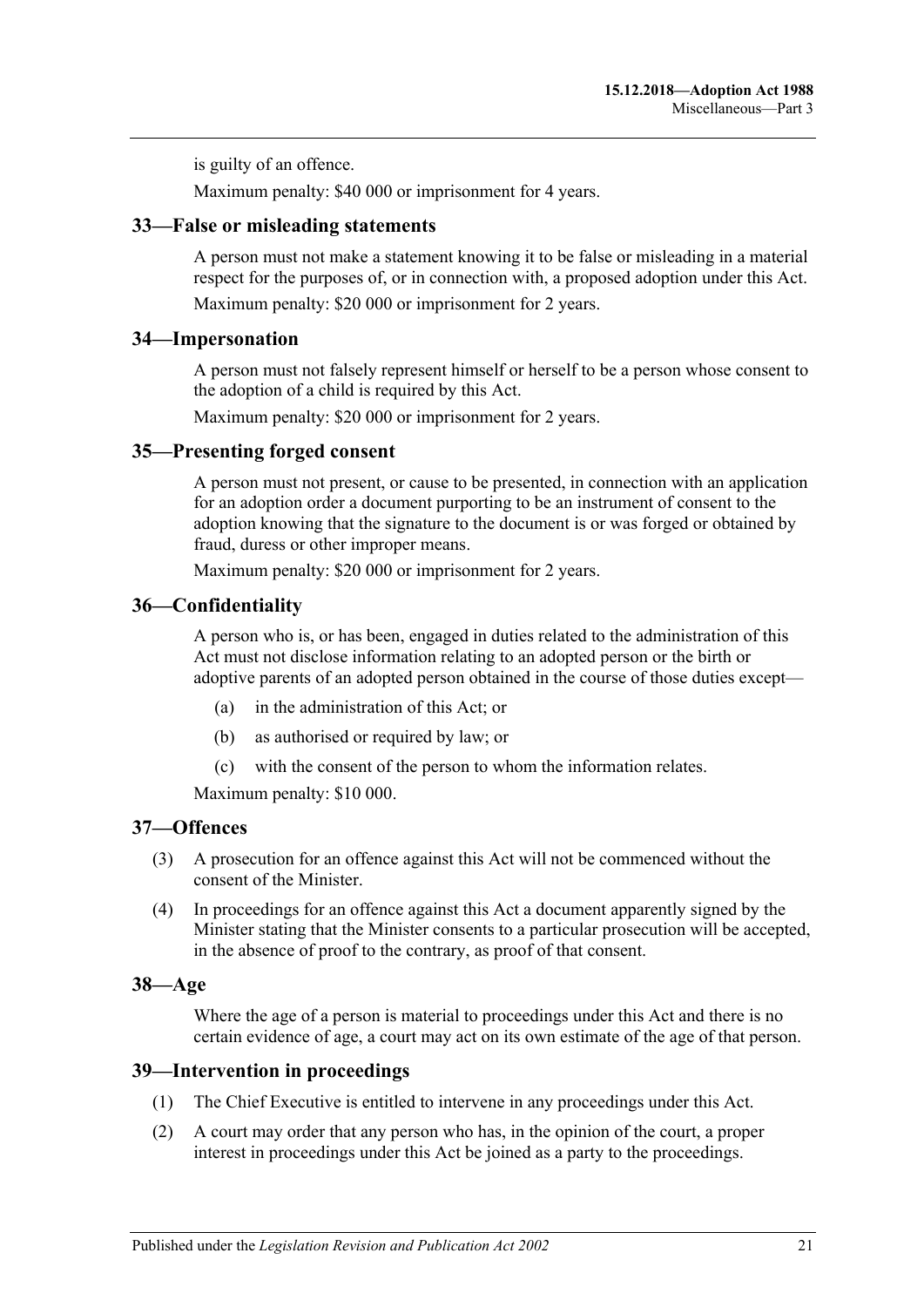is guilty of an offence.

Maximum penalty: $40 000 or imprisonment for 4 years.

## 33—False or misleading statements

A person must not make a statement knowing it to be false or misleading in a material respect for the purposes of, or in connection with, a proposed adoption under this Act.

Maximum penalty: $20 000 or imprisonment for 2 years.

## 34—Impersonation

A person must not falsely represent himself or herself to be a person whose consent to the adoption of a child is required by this Act.

Maximum penalty: $20 000 or imprisonment for 2 years.

## 35—Presenting forged consent

A person must not present, or cause to be presented, in connection with an application for an adoption order a document purporting to be an instrument of consent to the adoption knowing that the signature to the document is or was forged or obtained by fraud, duress or other improper means.

Maximum penalty: $20 000 or imprisonment for 2 years.

## 36—Confidentiality

A person who is, or has been, engaged in duties related to the administration of this Act must not disclose information relating to an adopted person or the birth or adoptive parents of an adopted person obtained in the course of those duties except—

- (a) in the administration of this Act; or
- (b) as authorised or required by law; or
- (c) with the consent of the person to whom the information relates.

Maximum penalty: $10 000.

## 37—Offences

(3) A prosecution for an offence against this Act will not be commenced without the consent of the Minister.

(4) In proceedings for an offence against this Act a document apparently signed by the Minister stating that the Minister consents to a particular prosecution will be accepted, in the absence of proof to the contrary, as proof of that consent.

## 38—Age

Where the age of a person is material to proceedings under this Act and there is no certain evidence of age, a court may act on its own estimate of the age of that person.

## 39—Intervention in proceedings

(1) The Chief Executive is entitled to intervene in any proceedings under this Act.

(2) A court may order that any person who has, in the opinion of the court, a proper interest in proceedings under this Act be joined as a party to the proceedings.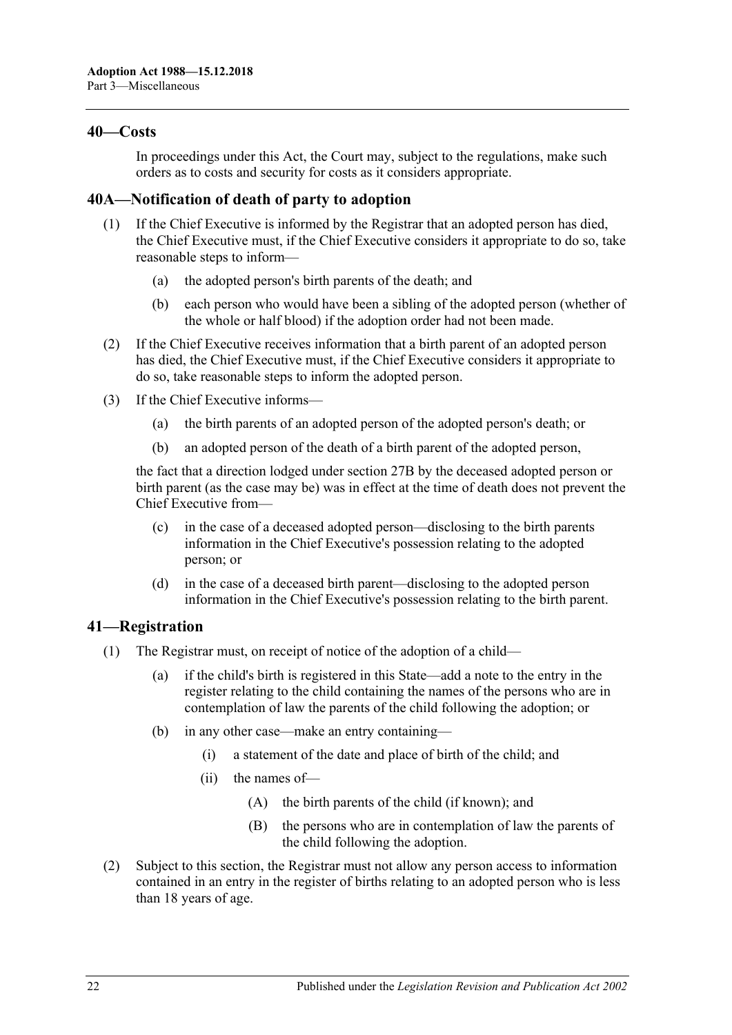## 40—Costs

In proceedings under this Act, the Court may, subject to the regulations, make such orders as to costs and security for costs as it considers appropriate.

## 40A—Notification of death of party to adoption

(1) If the Chief Executive is informed by the Registrar that an adopted person has died, the Chief Executive must, if the Chief Executive considers it appropriate to do so, take reasonable steps to inform—

(a) the adopted person's birth parents of the death; and

(b) each person who would have been a sibling of the adopted person (whether of the whole or half blood) if the adoption order had not been made.

(2) If the Chief Executive receives information that a birth parent of an adopted person has died, the Chief Executive must, if the Chief Executive considers it appropriate to do so, take reasonable steps to inform the adopted person.

(3) If the Chief Executive informs—

(a) the birth parents of an adopted person of the adopted person's death; or

(b) an adopted person of the death of a birth parent of the adopted person,

the fact that a direction lodged under section 27B by the deceased adopted person or birth parent (as the case may be) was in effect at the time of death does not prevent the Chief Executive from—

(c) in the case of a deceased adopted person—disclosing to the birth parents information in the Chief Executive's possession relating to the adopted person; or

(d) in the case of a deceased birth parent—disclosing to the adopted person information in the Chief Executive's possession relating to the birth parent.

## 41—Registration

(1) The Registrar must, on receipt of notice of the adoption of a child—

(a) if the child's birth is registered in this State—add a note to the entry in the register relating to the child containing the names of the persons who are in contemplation of law the parents of the child following the adoption; or

(b) in any other case—make an entry containing—

(i) a statement of the date and place of birth of the child; and

(ii) the names of—

(A) the birth parents of the child (if known); and

(B) the persons who are in contemplation of law the parents of the child following the adoption.

(2) Subject to this section, the Registrar must not allow any person access to information contained in an entry in the register of births relating to an adopted person who is less than 18 years of age.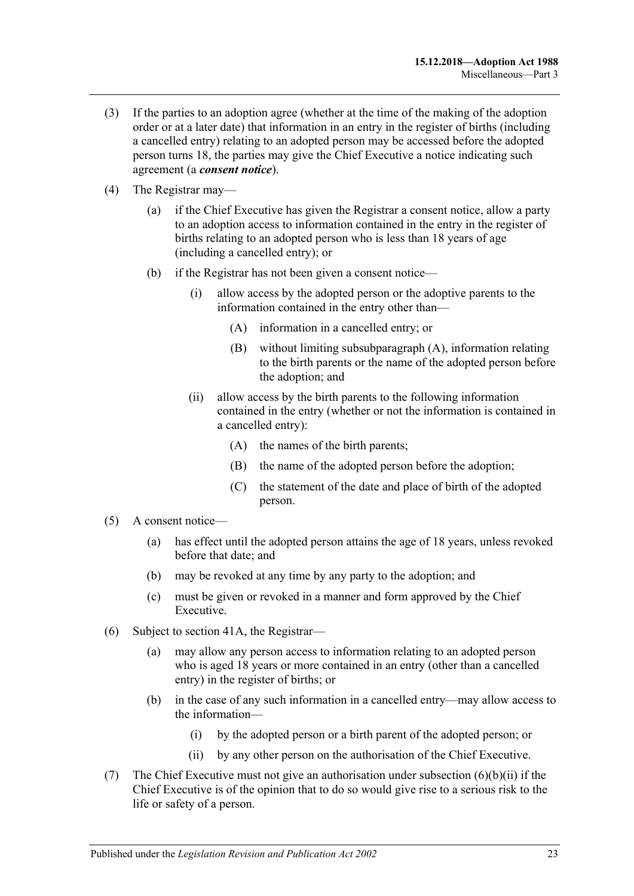(3) If the parties to an adoption agree (whether at the time of the making of the adoption order or at a later date) that information in an entry in the register of births (including a cancelled entry) relating to an adopted person may be accessed before the adopted person turns 18, the parties may give the Chief Executive a notice indicating such agreement (a ***consent notice***).

(4) The Registrar may—

  (a) if the Chief Executive has given the Registrar a consent notice, allow a party to an adoption access to information contained in the entry in the register of births relating to an adopted person who is less than 18 years of age (including a cancelled entry); or

  (b) if the Registrar has not been given a consent notice—

    (i) allow access by the adopted person or the adoptive parents to the information contained in the entry other than—

      (A) information in a cancelled entry; or

      (B) without limiting subsubparagraph (A), information relating to the birth parents or the name of the adopted person before the adoption; and

    (ii) allow access by the birth parents to the following information contained in the entry (whether or not the information is contained in a cancelled entry):

      (A) the names of the birth parents;

      (B) the name of the adopted person before the adoption;

      (C) the statement of the date and place of birth of the adopted person.

(5) A consent notice—

  (a) has effect until the adopted person attains the age of 18 years, unless revoked before that date; and

  (b) may be revoked at any time by any party to the adoption; and

  (c) must be given or revoked in a manner and form approved by the Chief Executive.

(6) Subject to section 41A, the Registrar—

  (a) may allow any person access to information relating to an adopted person who is aged 18 years or more contained in an entry (other than a cancelled entry) in the register of births; or

  (b) in the case of any such information in a cancelled entry—may allow access to the information—

    (i) by the adopted person or a birth parent of the adopted person; or

    (ii) by any other person on the authorisation of the Chief Executive.

(7) The Chief Executive must not give an authorisation under subsection (6)(b)(ii) if the Chief Executive is of the opinion that to do so would give rise to a serious risk to the life or safety of a person.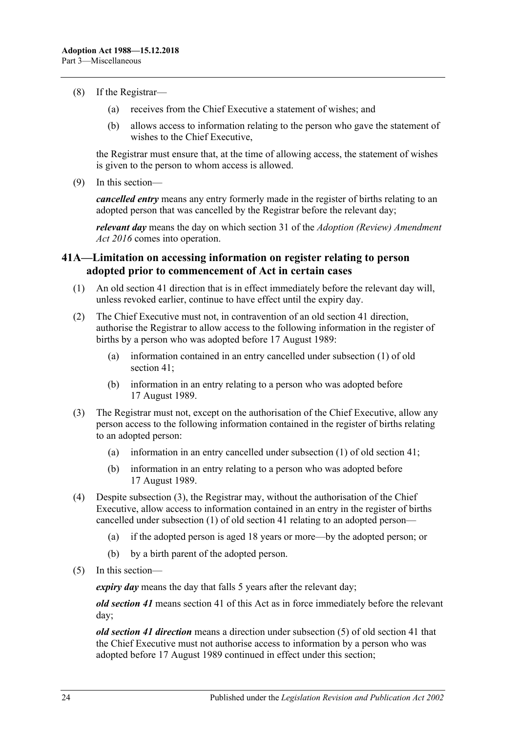(8) If the Registrar—

(a) receives from the Chief Executive a statement of wishes; and

(b) allows access to information relating to the person who gave the statement of wishes to the Chief Executive,

the Registrar must ensure that, at the time of allowing access, the statement of wishes is given to the person to whom access is allowed.

(9) In this section—

***cancelled entry*** means any entry formerly made in the register of births relating to an adopted person that was cancelled by the Registrar before the relevant day;

***relevant day*** means the day on which section 31 of the *Adoption (Review) Amendment Act 2016* comes into operation.

## 41A—Limitation on accessing information on register relating to person adopted prior to commencement of Act in certain cases

(1) An old section 41 direction that is in effect immediately before the relevant day will, unless revoked earlier, continue to have effect until the expiry day.

(2) The Chief Executive must not, in contravention of an old section 41 direction, authorise the Registrar to allow access to the following information in the register of births by a person who was adopted before 17 August 1989:

(a) information contained in an entry cancelled under subsection (1) of old section 41;

(b) information in an entry relating to a person who was adopted before 17 August 1989.

(3) The Registrar must not, except on the authorisation of the Chief Executive, allow any person access to the following information contained in the register of births relating to an adopted person:

(a) information in an entry cancelled under subsection (1) of old section 41;

(b) information in an entry relating to a person who was adopted before 17 August 1989.

(4) Despite subsection (3), the Registrar may, without the authorisation of the Chief Executive, allow access to information contained in an entry in the register of births cancelled under subsection (1) of old section 41 relating to an adopted person—

(a) if the adopted person is aged 18 years or more—by the adopted person; or

(b) by a birth parent of the adopted person.

(5) In this section—

***expiry day*** means the day that falls 5 years after the relevant day;

***old section 41*** means section 41 of this Act as in force immediately before the relevant day;

***old section 41 direction*** means a direction under subsection (5) of old section 41 that the Chief Executive must not authorise access to information by a person who was adopted before 17 August 1989 continued in effect under this section;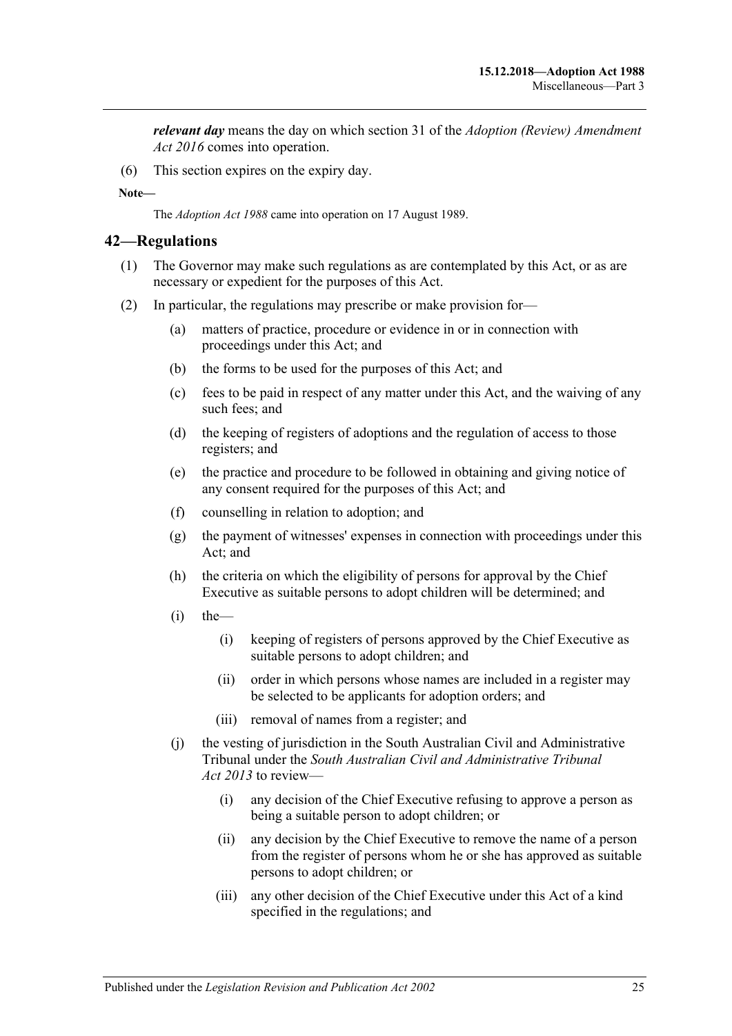***relevant day*** means the day on which section 31 of the *Adoption (Review) Amendment Act 2016* comes into operation.

(6) This section expires on the expiry day.

**Note—**

The *Adoption Act 1988* came into operation on 17 August 1989.

## 42—Regulations

(1) The Governor may make such regulations as are contemplated by this Act, or as are necessary or expedient for the purposes of this Act.

(2) In particular, the regulations may prescribe or make provision for—

(a) matters of practice, procedure or evidence in or in connection with proceedings under this Act; and

(b) the forms to be used for the purposes of this Act; and

(c) fees to be paid in respect of any matter under this Act, and the waiving of any such fees; and

(d) the keeping of registers of adoptions and the regulation of access to those registers; and

(e) the practice and procedure to be followed in obtaining and giving notice of any consent required for the purposes of this Act; and

(f) counselling in relation to adoption; and

(g) the payment of witnesses' expenses in connection with proceedings under this Act; and

(h) the criteria on which the eligibility of persons for approval by the Chief Executive as suitable persons to adopt children will be determined; and

(i) the—

(i) keeping of registers of persons approved by the Chief Executive as suitable persons to adopt children; and

(ii) order in which persons whose names are included in a register may be selected to be applicants for adoption orders; and

(iii) removal of names from a register; and

(j) the vesting of jurisdiction in the South Australian Civil and Administrative Tribunal under the *South Australian Civil and Administrative Tribunal Act 2013* to review—

(i) any decision of the Chief Executive refusing to approve a person as being a suitable person to adopt children; or

(ii) any decision by the Chief Executive to remove the name of a person from the register of persons whom he or she has approved as suitable persons to adopt children; or

(iii) any other decision of the Chief Executive under this Act of a kind specified in the regulations; and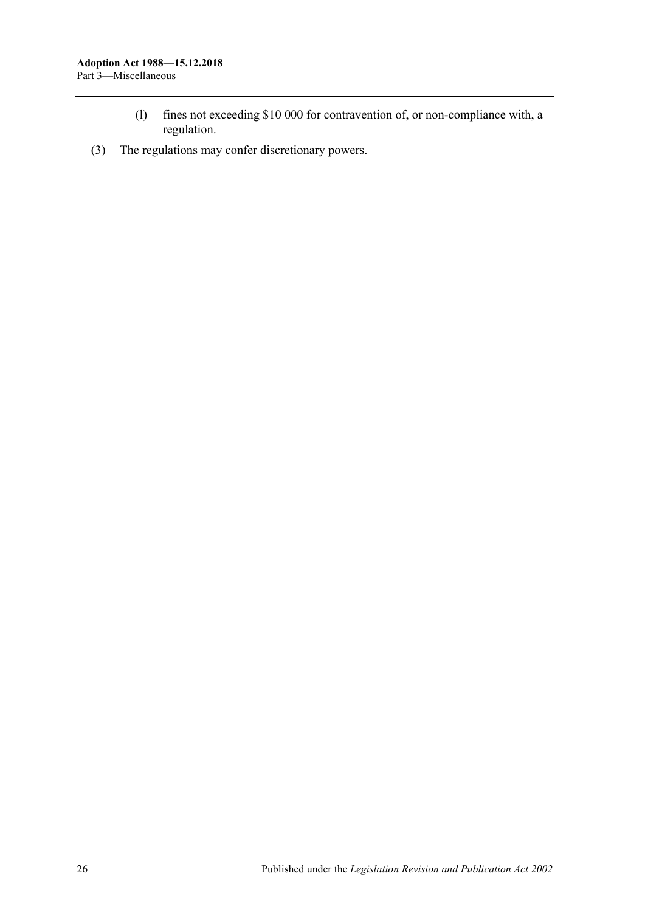(l) fines not exceeding $10 000 for contravention of, or non-compliance with, a regulation.

(3) The regulations may confer discretionary powers.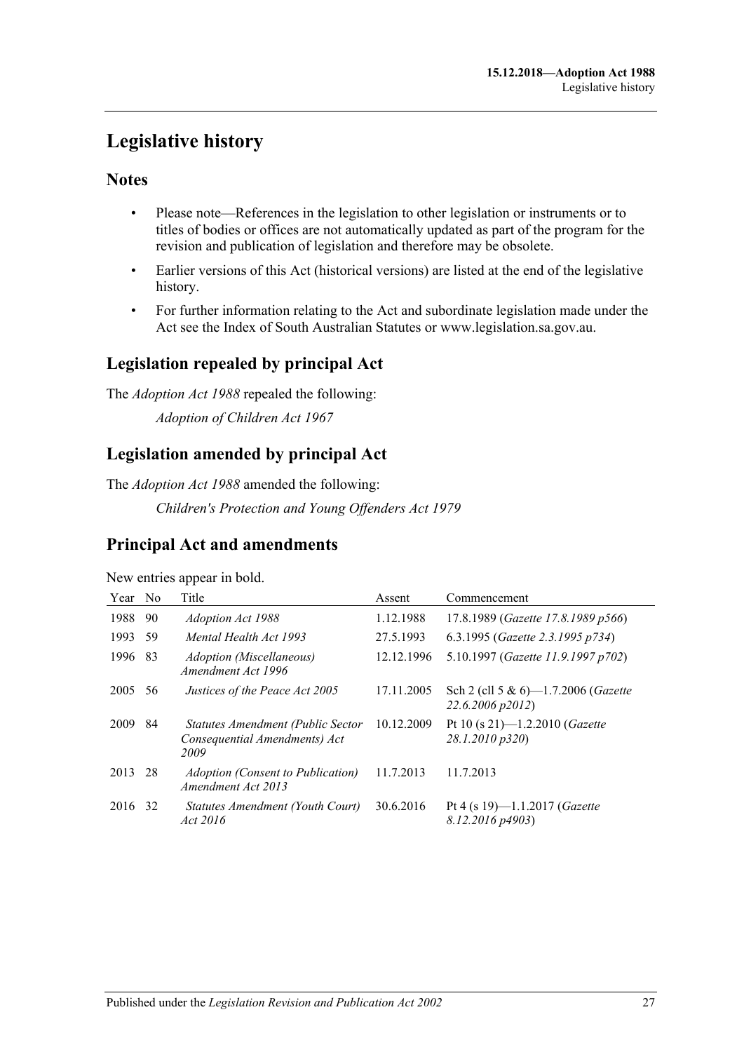# Legislative history

## Notes

- Please note—References in the legislation to other legislation or instruments or to titles of bodies or offices are not automatically updated as part of the program for the revision and publication of legislation and therefore may be obsolete.
- Earlier versions of this Act (historical versions) are listed at the end of the legislative history.
- For further information relating to the Act and subordinate legislation made under the Act see the Index of South Australian Statutes or www.legislation.sa.gov.au.

## Legislation repealed by principal Act

The *Adoption Act 1988* repealed the following:

*Adoption of Children Act 1967*

## Legislation amended by principal Act

The *Adoption Act 1988* amended the following:

*Children's Protection and Young Offenders Act 1979*

## Principal Act and amendments

New entries appear in bold.

| Year | No | Title | Assent | Commencement |
|---|---|---|---|---|
| 1988 | 90 | *Adoption Act 1988* | 1.12.1988 | 17.8.1989 (*Gazette 17.8.1989 p566*) |
| 1993 | 59 | *Mental Health Act 1993* | 27.5.1993 | 6.3.1995 (*Gazette 2.3.1995 p734*) |
| 1996 | 83 | *Adoption (Miscellaneous) Amendment Act 1996* | 12.12.1996 | 5.10.1997 (*Gazette 11.9.1997 p702*) |
| 2005 | 56 | *Justices of the Peace Act 2005* | 17.11.2005 | Sch 2 (cll 5 & 6)—1.7.2006 (*Gazette 22.6.2006 p2012*) |
| 2009 | 84 | *Statutes Amendment (Public Sector Consequential Amendments) Act 2009* | 10.12.2009 | Pt 10 (s 21)—1.2.2010 (*Gazette 28.1.2010 p320*) |
| 2013 | 28 | *Adoption (Consent to Publication) Amendment Act 2013* | 11.7.2013 | 11.7.2013 |
| 2016 | 32 | *Statutes Amendment (Youth Court) Act 2016* | 30.6.2016 | Pt 4 (s 19)—1.1.2017 (*Gazette 8.12.2016 p4903*) |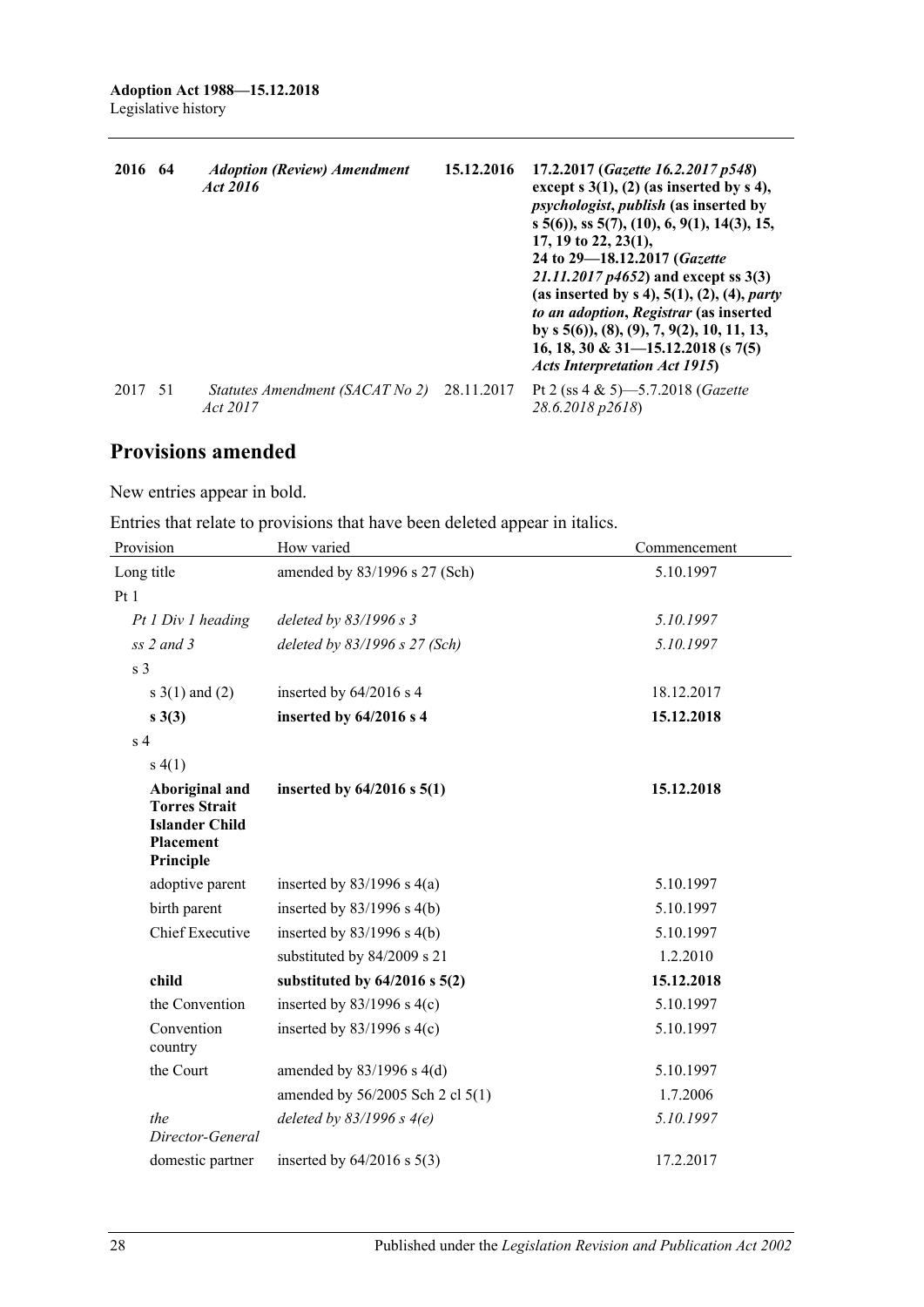| | | | | |
|---|---|---|---|---|
| **2016** | **64** | ***Adoption (Review) Amendment Act 2016*** | **15.12.2016** | **17.2.2017 (*Gazette 16.2.2017 p548*) except s 3(1), (2) (as inserted by s 4), *psychologist*, *publish* (as inserted by s 5(6)), ss 5(7), (10), 6, 9(1), 14(3), 15, 17, 19 to 22, 23(1), 24 to 29—18.12.2017 (*Gazette 21.11.2017 p4652*) and except ss 3(3) (as inserted by s 4), 5(1), (2), (4), *party to an adoption*, *Registrar* (as inserted by s 5(6)), (8), (9), 7, 9(2), 10, 11, 13, 16, 18, 30 & 31—15.12.2018 (s 7(5) *Acts Interpretation Act 1915*)** |
| 2017 | 51 | *Statutes Amendment (SACAT No 2) Act 2017* | 28.11.2017 | Pt 2 (ss 4 & 5)—5.7.2018 (*Gazette 28.6.2018 p2618*) |

## Provisions amended

New entries appear in bold.

Entries that relate to provisions that have been deleted appear in italics.

| Provision | How varied | Commencement |
|---|---|---|
| Long title | amended by 83/1996 s 27 (Sch) | 5.10.1997 |
| Pt 1 | | |
| *Pt 1 Div 1 heading* | *deleted by 83/1996 s 3* | *5.10.1997* |
| *ss 2 and 3* | *deleted by 83/1996 s 27 (Sch)* | *5.10.1997* |
| s 3 | | |
| s 3(1) and (2) | inserted by 64/2016 s 4 | 18.12.2017 |
| **s 3(3)** | **inserted by 64/2016 s 4** | **15.12.2018** |
| s 4 | | |
| s 4(1) | | |
| **Aboriginal and Torres Strait Islander Child Placement Principle** | **inserted by 64/2016 s 5(1)** | **15.12.2018** |
| adoptive parent | inserted by 83/1996 s 4(a) | 5.10.1997 |
| birth parent | inserted by 83/1996 s 4(b) | 5.10.1997 |
| Chief Executive | inserted by 83/1996 s 4(b) | 5.10.1997 |
| | substituted by 84/2009 s 21 | 1.2.2010 |
| **child** | **substituted by 64/2016 s 5(2)** | **15.12.2018** |
| the Convention | inserted by 83/1996 s 4(c) | 5.10.1997 |
| Convention country | inserted by 83/1996 s 4(c) | 5.10.1997 |
| the Court | amended by 83/1996 s 4(d) | 5.10.1997 |
| | amended by 56/2005 Sch 2 cl 5(1) | 1.7.2006 |
| *the Director-General* | *deleted by 83/1996 s 4(e)* | *5.10.1997* |
| domestic partner | inserted by 64/2016 s 5(3) | 17.2.2017 |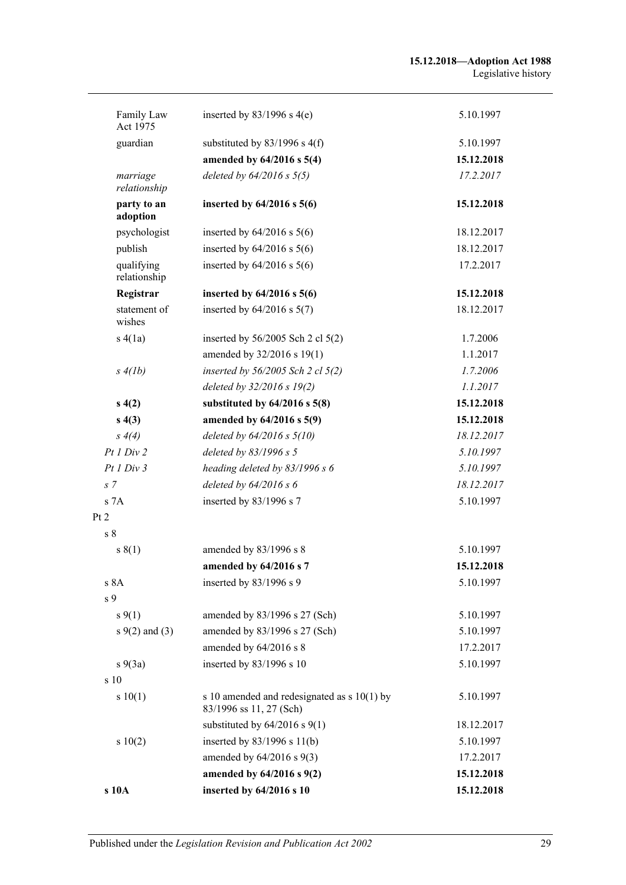| | | |
|---|---|---|
| Family Law Act 1975 | inserted by 83/1996 s 4(e) | 5.10.1997 |
| guardian | substituted by 83/1996 s 4(f) | 5.10.1997 |
| | **amended by 64/2016 s 5(4)** | **15.12.2018** |
| *marriage relationship* | *deleted by 64/2016 s 5(5)* | *17.2.2017* |
| **party to an adoption** | **inserted by 64/2016 s 5(6)** | **15.12.2018** |
| psychologist | inserted by 64/2016 s 5(6) | 18.12.2017 |
| publish | inserted by 64/2016 s 5(6) | 18.12.2017 |
| qualifying relationship | inserted by 64/2016 s 5(6) | 17.2.2017 |
| **Registrar** | **inserted by 64/2016 s 5(6)** | **15.12.2018** |
| statement of wishes | inserted by 64/2016 s 5(7) | 18.12.2017 |
| s 4(1a) | inserted by 56/2005 Sch 2 cl 5(2) | 1.7.2006 |
| | amended by 32/2016 s 19(1) | 1.1.2017 |
| *s 4(1b)* | *inserted by 56/2005 Sch 2 cl 5(2)* | *1.7.2006* |
| | *deleted by 32/2016 s 19(2)* | *1.1.2017* |
| **s 4(2)** | **substituted by 64/2016 s 5(8)** | **15.12.2018** |
| **s 4(3)** | **amended by 64/2016 s 5(9)** | **15.12.2018** |
| *s 4(4)* | *deleted by 64/2016 s 5(10)* | *18.12.2017* |
| *Pt 1 Div 2* | *deleted by 83/1996 s 5* | *5.10.1997* |
| *Pt 1 Div 3* | *heading deleted by 83/1996 s 6* | *5.10.1997* |
| *s 7* | *deleted by 64/2016 s 6* | *18.12.2017* |
| s 7A | inserted by 83/1996 s 7 | 5.10.1997 |
| Pt 2 | | |
| s 8 | | |
| s 8(1) | amended by 83/1996 s 8 | 5.10.1997 |
| | **amended by 64/2016 s 7** | **15.12.2018** |
| s 8A | inserted by 83/1996 s 9 | 5.10.1997 |
| s 9 | | |
| s 9(1) | amended by 83/1996 s 27 (Sch) | 5.10.1997 |
| s 9(2) and (3) | amended by 83/1996 s 27 (Sch) | 5.10.1997 |
| | amended by 64/2016 s 8 | 17.2.2017 |
| s 9(3a) | inserted by 83/1996 s 10 | 5.10.1997 |
| s 10 | | |
| s 10(1) | s 10 amended and redesignated as s 10(1) by 83/1996 ss 11, 27 (Sch) | 5.10.1997 |
| | substituted by 64/2016 s 9(1) | 18.12.2017 |
| s 10(2) | inserted by 83/1996 s 11(b) | 5.10.1997 |
| | amended by 64/2016 s 9(3) | 17.2.2017 |
| | **amended by 64/2016 s 9(2)** | **15.12.2018** |
| **s 10A** | **inserted by 64/2016 s 10** | **15.12.2018** |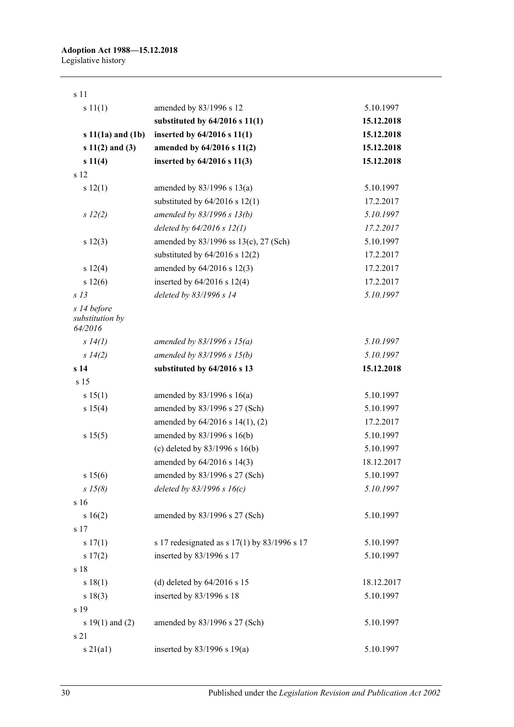| | | |
|---|---|---|
| s 11 | | |
| s 11(1) | amended by 83/1996 s 12 | 5.10.1997 |
| | **substituted by 64/2016 s 11(1)** | **15.12.2018** |
| **s 11(1a) and (1b)** | **inserted by 64/2016 s 11(1)** | **15.12.2018** |
| **s 11(2) and (3)** | **amended by 64/2016 s 11(2)** | **15.12.2018** |
| **s 11(4)** | **inserted by 64/2016 s 11(3)** | **15.12.2018** |
| s 12 | | |
| s 12(1) | amended by 83/1996 s 13(a) | 5.10.1997 |
| | substituted by 64/2016 s 12(1) | 17.2.2017 |
| *s 12(2)* | *amended by 83/1996 s 13(b)* | *5.10.1997* |
| | *deleted by 64/2016 s 12(1)* | *17.2.2017* |
| s 12(3) | amended by 83/1996 ss 13(c), 27 (Sch) | 5.10.1997 |
| | substituted by 64/2016 s 12(2) | 17.2.2017 |
| s 12(4) | amended by 64/2016 s 12(3) | 17.2.2017 |
| s 12(6) | inserted by 64/2016 s 12(4) | 17.2.2017 |
| *s 13* | *deleted by 83/1996 s 14* | *5.10.1997* |
| *s 14 before substitution by 64/2016* | | |
| *s 14(1)* | *amended by 83/1996 s 15(a)* | *5.10.1997* |
| *s 14(2)* | *amended by 83/1996 s 15(b)* | *5.10.1997* |
| **s 14** | **substituted by 64/2016 s 13** | **15.12.2018** |
| s 15 | | |
| s 15(1) | amended by 83/1996 s 16(a) | 5.10.1997 |
| s 15(4) | amended by 83/1996 s 27 (Sch) | 5.10.1997 |
| | amended by 64/2016 s 14(1), (2) | 17.2.2017 |
| s 15(5) | amended by 83/1996 s 16(b) | 5.10.1997 |
| | (c) deleted by 83/1996 s 16(b) | 5.10.1997 |
| | amended by 64/2016 s 14(3) | 18.12.2017 |
| s 15(6) | amended by 83/1996 s 27 (Sch) | 5.10.1997 |
| *s 15(8)* | *deleted by 83/1996 s 16(c)* | *5.10.1997* |
| s 16 | | |
| s 16(2) | amended by 83/1996 s 27 (Sch) | 5.10.1997 |
| s 17 | | |
| s 17(1) | s 17 redesignated as s 17(1) by 83/1996 s 17 | 5.10.1997 |
| s 17(2) | inserted by 83/1996 s 17 | 5.10.1997 |
| s 18 | | |
| s 18(1) | (d) deleted by 64/2016 s 15 | 18.12.2017 |
| s 18(3) | inserted by 83/1996 s 18 | 5.10.1997 |
| s 19 | | |
| s 19(1) and (2) | amended by 83/1996 s 27 (Sch) | 5.10.1997 |
| s 21 | | |
| s 21(a1) | inserted by 83/1996 s 19(a) | 5.10.1997 |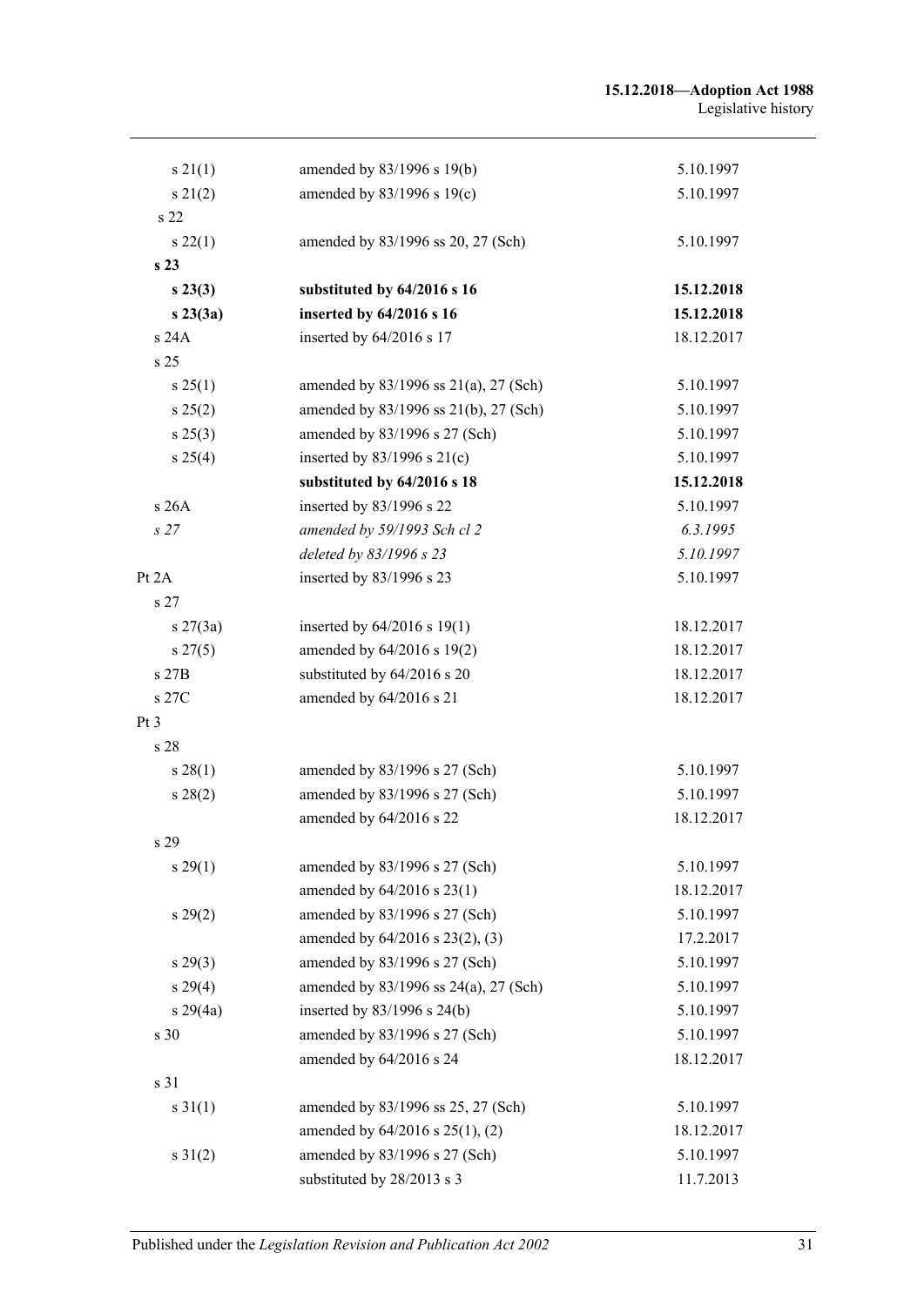| | | |
|---|---|---|
| s 21(1) | amended by 83/1996 s 19(b) | 5.10.1997 |
| s 21(2) | amended by 83/1996 s 19(c) | 5.10.1997 |
| s 22 | | |
| s 22(1) | amended by 83/1996 ss 20, 27 (Sch) | 5.10.1997 |
| **s 23** | | |
| **s 23(3)** | **substituted by 64/2016 s 16** | **15.12.2018** |
| **s 23(3a)** | **inserted by 64/2016 s 16** | **15.12.2018** |
| s 24A | inserted by 64/2016 s 17 | 18.12.2017 |
| s 25 | | |
| s 25(1) | amended by 83/1996 ss 21(a), 27 (Sch) | 5.10.1997 |
| s 25(2) | amended by 83/1996 ss 21(b), 27 (Sch) | 5.10.1997 |
| s 25(3) | amended by 83/1996 s 27 (Sch) | 5.10.1997 |
| s 25(4) | inserted by 83/1996 s 21(c) | 5.10.1997 |
| | **substituted by 64/2016 s 18** | **15.12.2018** |
| s 26A | inserted by 83/1996 s 22 | 5.10.1997 |
| *s 27* | *amended by 59/1993 Sch cl 2* | *6.3.1995* |
| | *deleted by 83/1996 s 23* | *5.10.1997* |
| Pt 2A | inserted by 83/1996 s 23 | 5.10.1997 |
| s 27 | | |
| s 27(3a) | inserted by 64/2016 s 19(1) | 18.12.2017 |
| s 27(5) | amended by 64/2016 s 19(2) | 18.12.2017 |
| s 27B | substituted by 64/2016 s 20 | 18.12.2017 |
| s 27C | amended by 64/2016 s 21 | 18.12.2017 |
| Pt 3 | | |
| s 28 | | |
| s 28(1) | amended by 83/1996 s 27 (Sch) | 5.10.1997 |
| s 28(2) | amended by 83/1996 s 27 (Sch) | 5.10.1997 |
| | amended by 64/2016 s 22 | 18.12.2017 |
| s 29 | | |
| s 29(1) | amended by 83/1996 s 27 (Sch) | 5.10.1997 |
| | amended by 64/2016 s 23(1) | 18.12.2017 |
| s 29(2) | amended by 83/1996 s 27 (Sch) | 5.10.1997 |
| | amended by 64/2016 s 23(2), (3) | 17.2.2017 |
| s 29(3) | amended by 83/1996 s 27 (Sch) | 5.10.1997 |
| s 29(4) | amended by 83/1996 ss 24(a), 27 (Sch) | 5.10.1997 |
| s 29(4a) | inserted by 83/1996 s 24(b) | 5.10.1997 |
| s 30 | amended by 83/1996 s 27 (Sch) | 5.10.1997 |
| | amended by 64/2016 s 24 | 18.12.2017 |
| s 31 | | |
| s 31(1) | amended by 83/1996 ss 25, 27 (Sch) | 5.10.1997 |
| | amended by 64/2016 s 25(1), (2) | 18.12.2017 |
| s 31(2) | amended by 83/1996 s 27 (Sch) | 5.10.1997 |
| | substituted by 28/2013 s 3 | 11.7.2013 |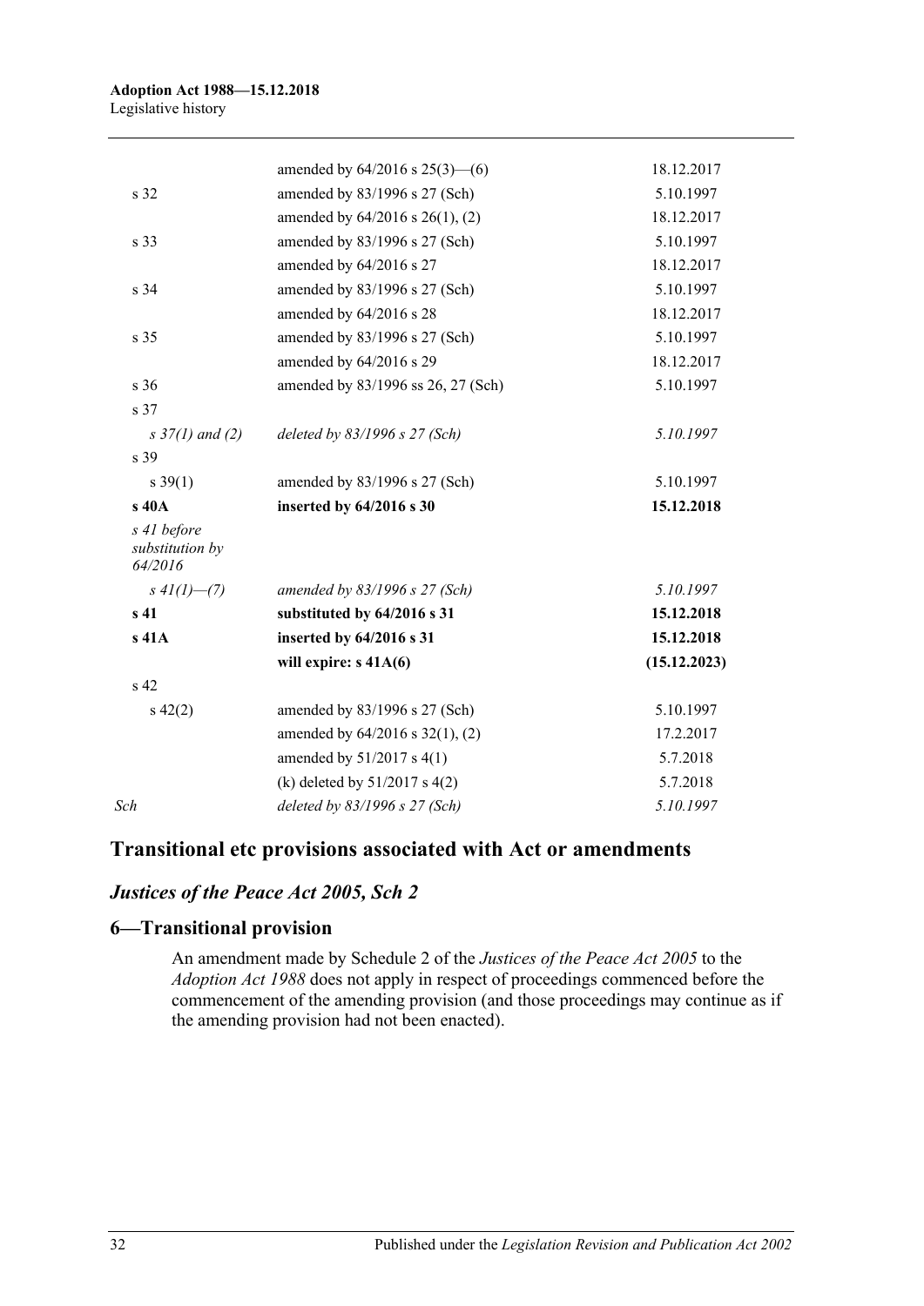| | | |
|---|---|---|
| | amended by 64/2016 s 25(3)—(6) | 18.12.2017 |
| s 32 | amended by 83/1996 s 27 (Sch) | 5.10.1997 |
| | amended by 64/2016 s 26(1), (2) | 18.12.2017 |
| s 33 | amended by 83/1996 s 27 (Sch) | 5.10.1997 |
| | amended by 64/2016 s 27 | 18.12.2017 |
| s 34 | amended by 83/1996 s 27 (Sch) | 5.10.1997 |
| | amended by 64/2016 s 28 | 18.12.2017 |
| s 35 | amended by 83/1996 s 27 (Sch) | 5.10.1997 |
| | amended by 64/2016 s 29 | 18.12.2017 |
| s 36 | amended by 83/1996 ss 26, 27 (Sch) | 5.10.1997 |
| s 37 | | |
| *s 37(1) and (2)* | *deleted by 83/1996 s 27 (Sch)* | *5.10.1997* |
| s 39 | | |
| s 39(1) | amended by 83/1996 s 27 (Sch) | 5.10.1997 |
| **s 40A** | **inserted by 64/2016 s 30** | **15.12.2018** |
| *s 41 before substitution by 64/2016* | | |
| *s 41(1)—(7)* | *amended by 83/1996 s 27 (Sch)* | *5.10.1997* |
| **s 41** | **substituted by 64/2016 s 31** | **15.12.2018** |
| **s 41A** | **inserted by 64/2016 s 31** | **15.12.2018** |
| | **will expire: s 41A(6)** | **(15.12.2023)** |
| s 42 | | |
| s 42(2) | amended by 83/1996 s 27 (Sch) | 5.10.1997 |
| | amended by 64/2016 s 32(1), (2) | 17.2.2017 |
| | amended by 51/2017 s 4(1) | 5.7.2018 |
| | (k) deleted by 51/2017 s 4(2) | 5.7.2018 |
| *Sch* | *deleted by 83/1996 s 27 (Sch)* | *5.10.1997* |

## Transitional etc provisions associated with Act or amendments

### *Justices of the Peace Act 2005, Sch 2*

### 6—Transitional provision

An amendment made by Schedule 2 of the *Justices of the Peace Act 2005* to the *Adoption Act 1988* does not apply in respect of proceedings commenced before the commencement of the amending provision (and those proceedings may continue as if the amending provision had not been enacted).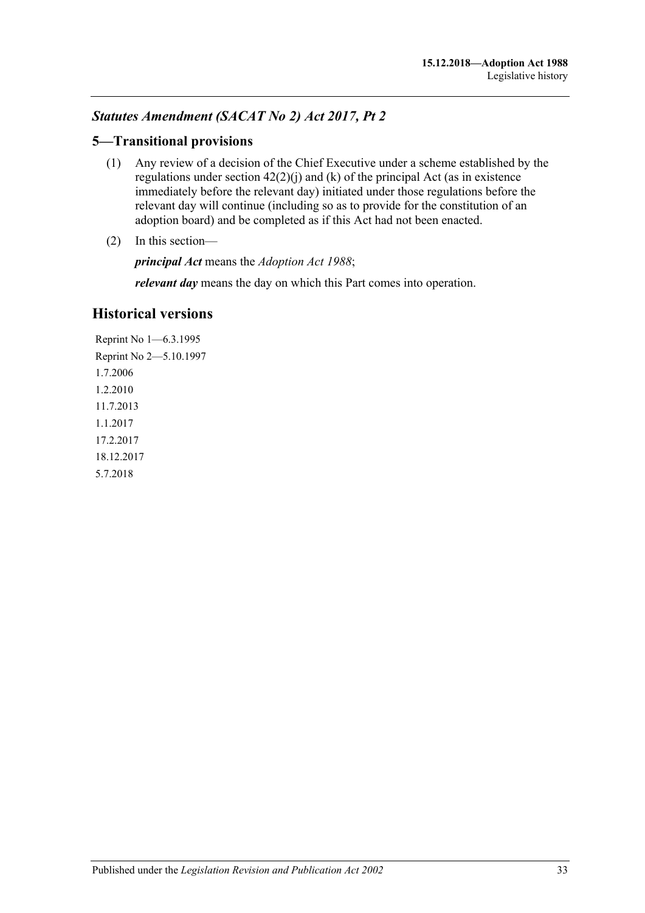### *Statutes Amendment (SACAT No 2) Act 2017, Pt 2*

## 5—Transitional provisions

(1) Any review of a decision of the Chief Executive under a scheme established by the regulations under section 42(2)(j) and (k) of the principal Act (as in existence immediately before the relevant day) initiated under those regulations before the relevant day will continue (including so as to provide for the constitution of an adoption board) and be completed as if this Act had not been enacted.

(2) In this section—

***principal Act*** means the *Adoption Act 1988*;

***relevant day*** means the day on which this Part comes into operation.

## Historical versions

Reprint No 1—6.3.1995

Reprint No 2—5.10.1997

1.7.2006

1.2.2010

11.7.2013

1.1.2017

17.2.2017

18.12.2017

5.7.2018